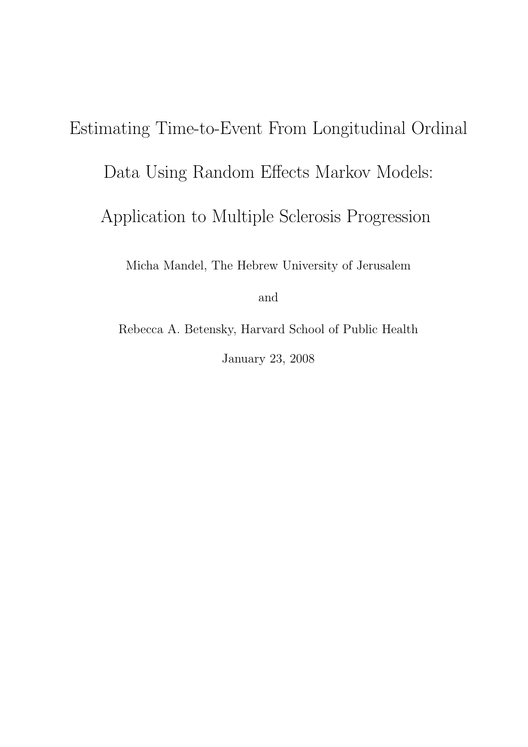# Estimating Time-to-Event From Longitudinal Ordinal Data Using Random Effects Markov Models: Application to Multiple Sclerosis Progression

Micha Mandel, The Hebrew University of Jerusalem

and

Rebecca A. Betensky, Harvard School of Public Health

January 23, 2008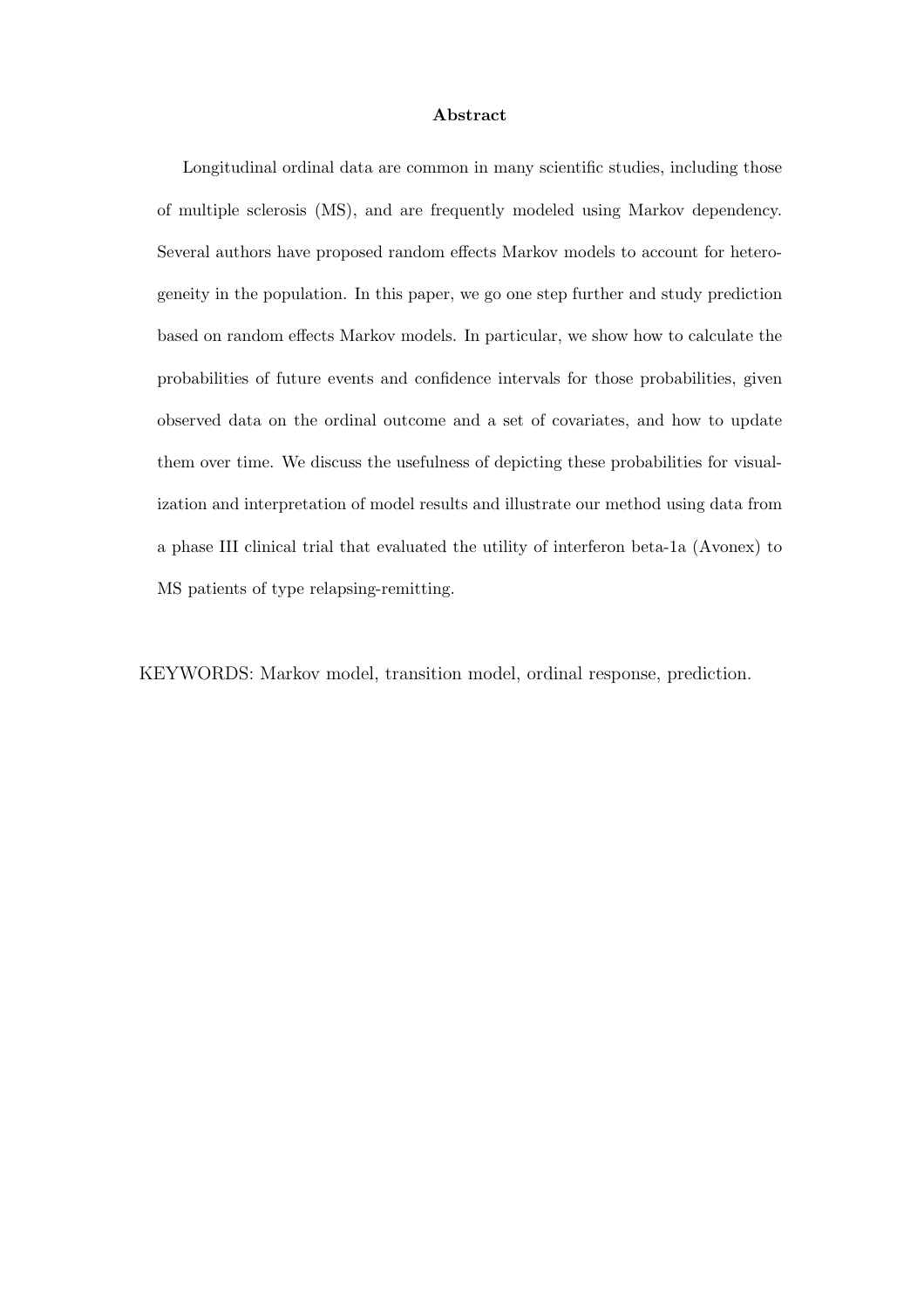## Abstract

Longitudinal ordinal data are common in many scientific studies, including those of multiple sclerosis (MS), and are frequently modeled using Markov dependency. Several authors have proposed random effects Markov models to account for heterogeneity in the population. In this paper, we go one step further and study prediction based on random effects Markov models. In particular, we show how to calculate the probabilities of future events and confidence intervals for those probabilities, given observed data on the ordinal outcome and a set of covariates, and how to update them over time. We discuss the usefulness of depicting these probabilities for visualization and interpretation of model results and illustrate our method using data from a phase III clinical trial that evaluated the utility of interferon beta-1a (Avonex) to MS patients of type relapsing-remitting.

KEYWORDS: Markov model, transition model, ordinal response, prediction.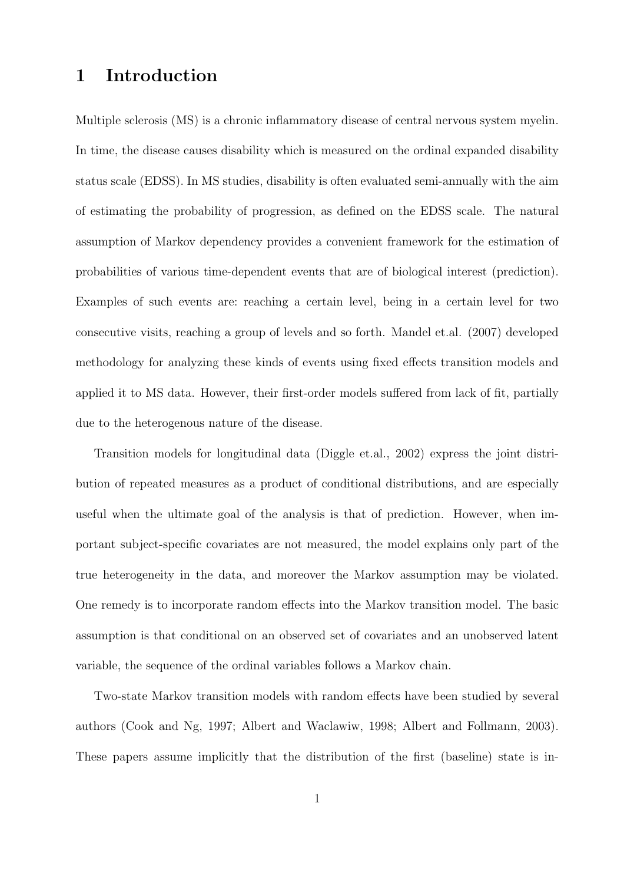# 1 Introduction

Multiple sclerosis (MS) is a chronic inflammatory disease of central nervous system myelin. In time, the disease causes disability which is measured on the ordinal expanded disability status scale (EDSS). In MS studies, disability is often evaluated semi-annually with the aim of estimating the probability of progression, as defined on the EDSS scale. The natural assumption of Markov dependency provides a convenient framework for the estimation of probabilities of various time-dependent events that are of biological interest (prediction). Examples of such events are: reaching a certain level, being in a certain level for two consecutive visits, reaching a group of levels and so forth. Mandel et.al. (2007) developed methodology for analyzing these kinds of events using fixed effects transition models and applied it to MS data. However, their first-order models suffered from lack of fit, partially due to the heterogenous nature of the disease.

Transition models for longitudinal data (Diggle et.al., 2002) express the joint distribution of repeated measures as a product of conditional distributions, and are especially useful when the ultimate goal of the analysis is that of prediction. However, when important subject-specific covariates are not measured, the model explains only part of the true heterogeneity in the data, and moreover the Markov assumption may be violated. One remedy is to incorporate random effects into the Markov transition model. The basic assumption is that conditional on an observed set of covariates and an unobserved latent variable, the sequence of the ordinal variables follows a Markov chain.

Two-state Markov transition models with random effects have been studied by several authors (Cook and Ng, 1997; Albert and Waclawiw, 1998; Albert and Follmann, 2003). These papers assume implicitly that the distribution of the first (baseline) state is in-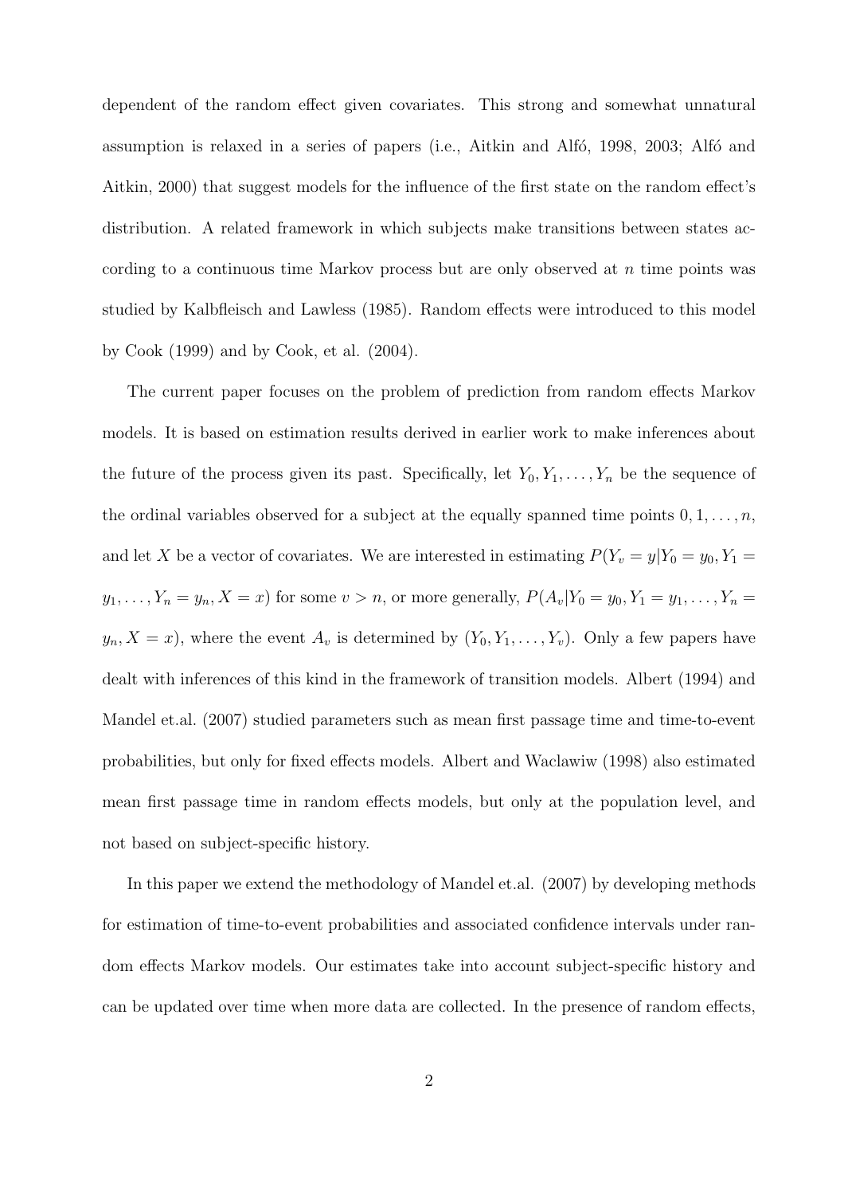dependent of the random effect given covariates. This strong and somewhat unnatural assumption is relaxed in a series of papers (i.e., Aitkin and Alfó, 1998, 2003; Alfó and Aitkin, 2000) that suggest models for the influence of the first state on the random effect's distribution. A related framework in which subjects make transitions between states according to a continuous time Markov process but are only observed at $n$ time points was studied by Kalbfleisch and Lawless (1985). Random effects were introduced to this model by Cook (1999) and by Cook, et al. (2004).

The current paper focuses on the problem of prediction from random effects Markov models. It is based on estimation results derived in earlier work to make inferences about the future of the process given its past. Specifically, let $Y_0, Y_1, \ldots, Y_n$ be the sequence of the ordinal variables observed for a subject at the equally spanned time points $0, 1, \ldots, n$, and let $X$ be a vector of covariates. We are interested in estimating $P(Y_v = y|Y_0 = y_0, Y_1 = y_1, \ldots, Y_n = y_n, X = x)$ for some $v > n$, or more generally, $P(A_v|Y_0 = y_0, Y_1 = y_1, \ldots, Y_n = y_n, X = x)$, where the event $A_v$ is determined by $(Y_0, Y_1, \ldots, Y_v)$. Only a few papers have dealt with inferences of this kind in the framework of transition models. Albert (1994) and Mandel et.al. (2007) studied parameters such as mean first passage time and time-to-event probabilities, but only for fixed effects models. Albert and Waclawiw (1998) also estimated mean first passage time in random effects models, but only at the population level, and not based on subject-specific history.

In this paper we extend the methodology of Mandel et.al. (2007) by developing methods for estimation of time-to-event probabilities and associated confidence intervals under random effects Markov models. Our estimates take into account subject-specific history and can be updated over time when more data are collected. In the presence of random effects,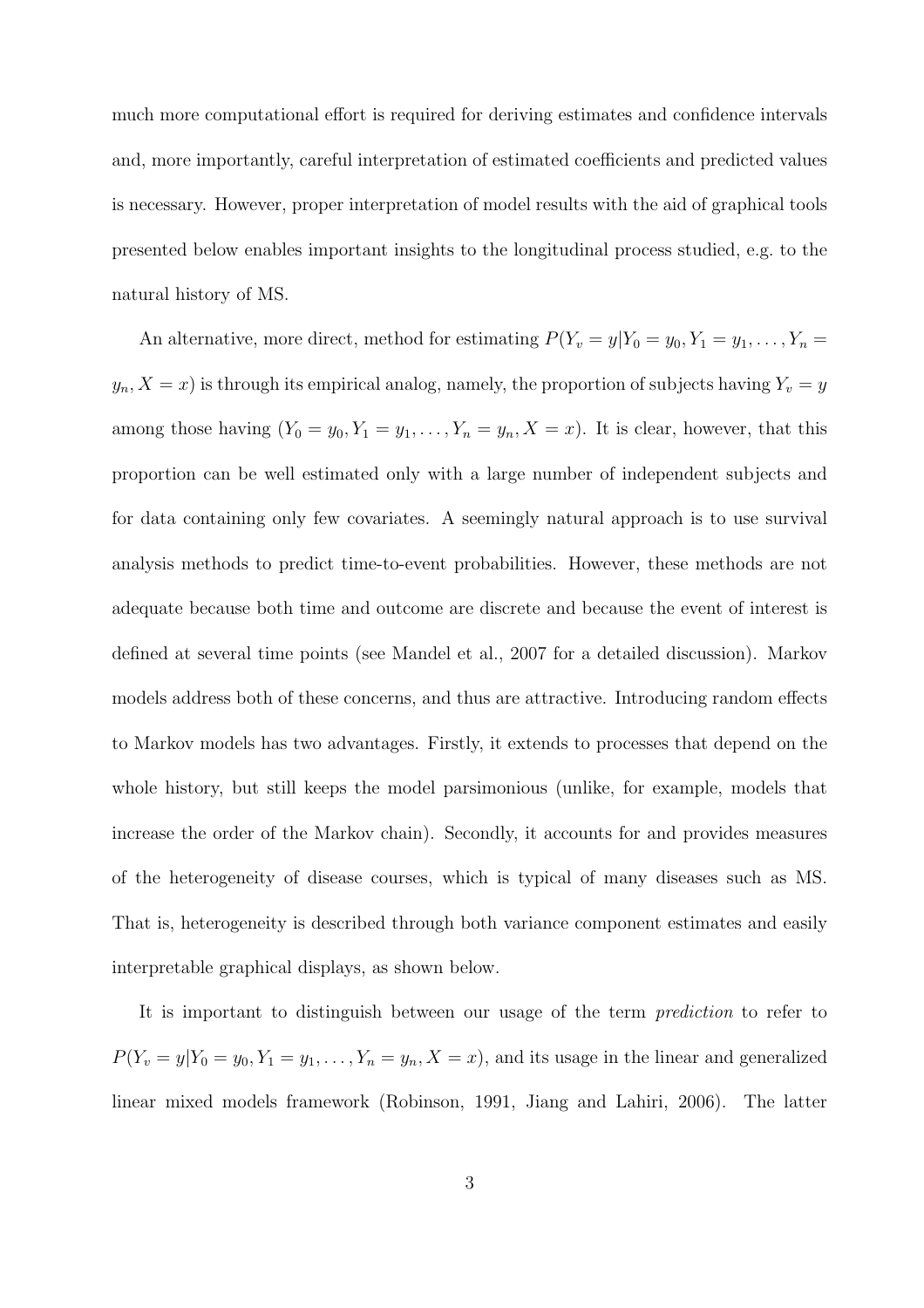much more computational effort is required for deriving estimates and confidence intervals and, more importantly, careful interpretation of estimated coefficients and predicted values is necessary. However, proper interpretation of model results with the aid of graphical tools presented below enables important insights to the longitudinal process studied, e.g. to the natural history of MS.

An alternative, more direct, method for estimating $P(Y_v = y|Y_0 = y_0, Y_1 = y_1, \ldots, Y_n = y_n, X = x)$ is through its empirical analog, namely, the proportion of subjects having $Y_v = y$ among those having $(Y_0 = y_0, Y_1 = y_1, \ldots, Y_n = y_n, X = x)$. It is clear, however, that this proportion can be well estimated only with a large number of independent subjects and for data containing only few covariates. A seemingly natural approach is to use survival analysis methods to predict time-to-event probabilities. However, these methods are not adequate because both time and outcome are discrete and because the event of interest is defined at several time points (see Mandel et al., 2007 for a detailed discussion). Markov models address both of these concerns, and thus are attractive. Introducing random effects to Markov models has two advantages. Firstly, it extends to processes that depend on the whole history, but still keeps the model parsimonious (unlike, for example, models that increase the order of the Markov chain). Secondly, it accounts for and provides measures of the heterogeneity of disease courses, which is typical of many diseases such as MS. That is, heterogeneity is described through both variance component estimates and easily interpretable graphical displays, as shown below.

It is important to distinguish between our usage of the term *prediction* to refer to $P(Y_v = y|Y_0 = y_0, Y_1 = y_1, \ldots, Y_n = y_n, X = x)$, and its usage in the linear and generalized linear mixed models framework (Robinson, 1991, Jiang and Lahiri, 2006). The latter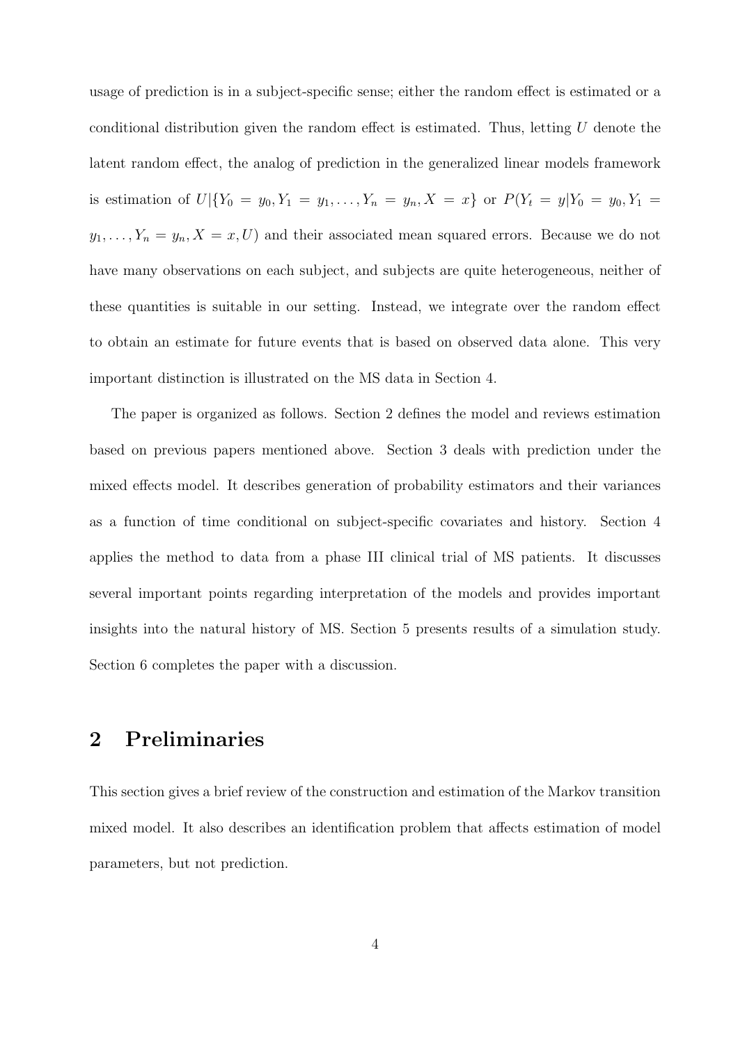usage of prediction is in a subject-specific sense; either the random effect is estimated or a conditional distribution given the random effect is estimated. Thus, letting $U$ denote the latent random effect, the analog of prediction in the generalized linear models framework is estimation of $U|\{Y_0 = y_0, Y_1 = y_1, \ldots, Y_n = y_n, X = x\}$ or $P(Y_t = y|Y_0 = y_0, Y_1 = y_1, \ldots, Y_n = y_n, X = x, U)$ and their associated mean squared errors. Because we do not have many observations on each subject, and subjects are quite heterogeneous, neither of these quantities is suitable in our setting. Instead, we integrate over the random effect to obtain an estimate for future events that is based on observed data alone. This very important distinction is illustrated on the MS data in Section 4.

The paper is organized as follows. Section 2 defines the model and reviews estimation based on previous papers mentioned above. Section 3 deals with prediction under the mixed effects model. It describes generation of probability estimators and their variances as a function of time conditional on subject-specific covariates and history. Section 4 applies the method to data from a phase III clinical trial of MS patients. It discusses several important points regarding interpretation of the models and provides important insights into the natural history of MS. Section 5 presents results of a simulation study. Section 6 completes the paper with a discussion.

## 2 Preliminaries

This section gives a brief review of the construction and estimation of the Markov transition mixed model. It also describes an identification problem that affects estimation of model parameters, but not prediction.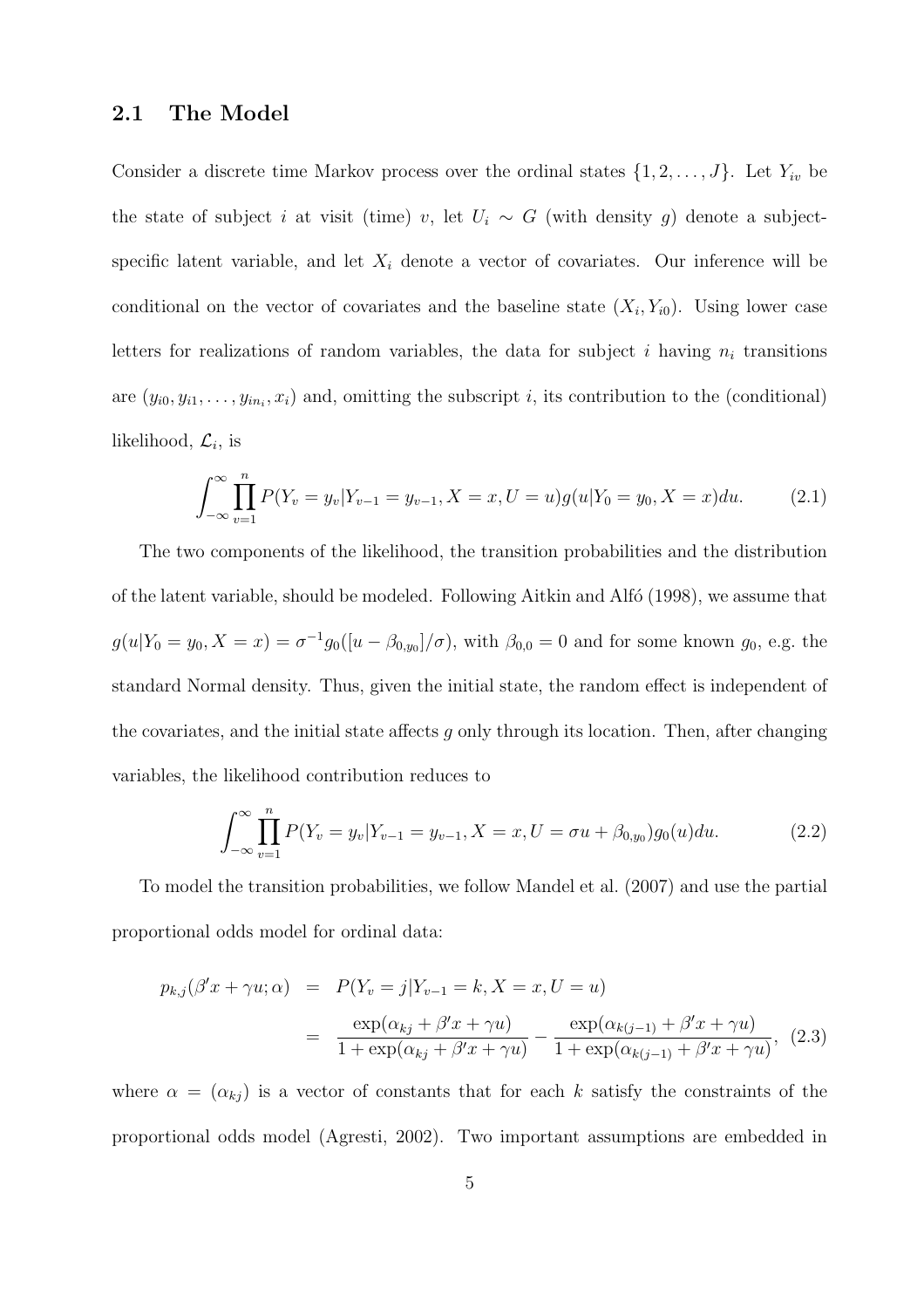## 2.1 The Model

Consider a discrete time Markov process over the ordinal states $\{1, 2, \ldots, J\}$. Let $Y_{iv}$ be the state of subject $i$ at visit (time) $v$, let $U_i \sim G$ (with density $g$) denote a subject-specific latent variable, and let $X_i$ denote a vector of covariates. Our inference will be conditional on the vector of covariates and the baseline state $(X_i, Y_{i0})$. Using lower case letters for realizations of random variables, the data for subject $i$ having $n_i$ transitions are $(y_{i0}, y_{i1}, \ldots, y_{in_i}, x_i)$ and, omitting the subscript $i$, its contribution to the (conditional) likelihood, $\mathcal{L}_i$, is

$$\int_{-\infty}^{\infty} \prod_{v=1}^{n} P(Y_v = y_v | Y_{v-1} = y_{v-1}, X = x, U = u) g(u | Y_0 = y_0, X = x) du. \tag{2.1}$$

The two components of the likelihood, the transition probabilities and the distribution of the latent variable, should be modeled. Following Aitkin and Alfó (1998), we assume that $g(u|Y_0 = y_0, X = x) = \sigma^{-1} g_0([u - \beta_{0,y_0}]/\sigma)$, with $\beta_{0,0} = 0$ and for some known $g_0$, e.g. the standard Normal density. Thus, given the initial state, the random effect is independent of the covariates, and the initial state affects $g$ only through its location. Then, after changing variables, the likelihood contribution reduces to

$$\int_{-\infty}^{\infty} \prod_{v=1}^{n} P(Y_v = y_v | Y_{v-1} = y_{v-1}, X = x, U = \sigma u + \beta_{0,y_0}) g_0(u) du. \tag{2.2}$$

To model the transition probabilities, we follow Mandel et al. (2007) and use the partial proportional odds model for ordinal data:

$$\begin{aligned} p_{k,j}(\beta' x + \gamma u; \alpha) &= P(Y_v = j | Y_{v-1} = k, X = x, U = u) \\ &= \frac{\exp(\alpha_{kj} + \beta' x + \gamma u)}{1 + \exp(\alpha_{kj} + \beta' x + \gamma u)} - \frac{\exp(\alpha_{k(j-1)} + \beta' x + \gamma u)}{1 + \exp(\alpha_{k(j-1)} + \beta' x + \gamma u)}, \end{aligned} \tag{2.3}$$

where $\alpha = (\alpha_{kj})$ is a vector of constants that for each $k$ satisfy the constraints of the proportional odds model (Agresti, 2002). Two important assumptions are embedded in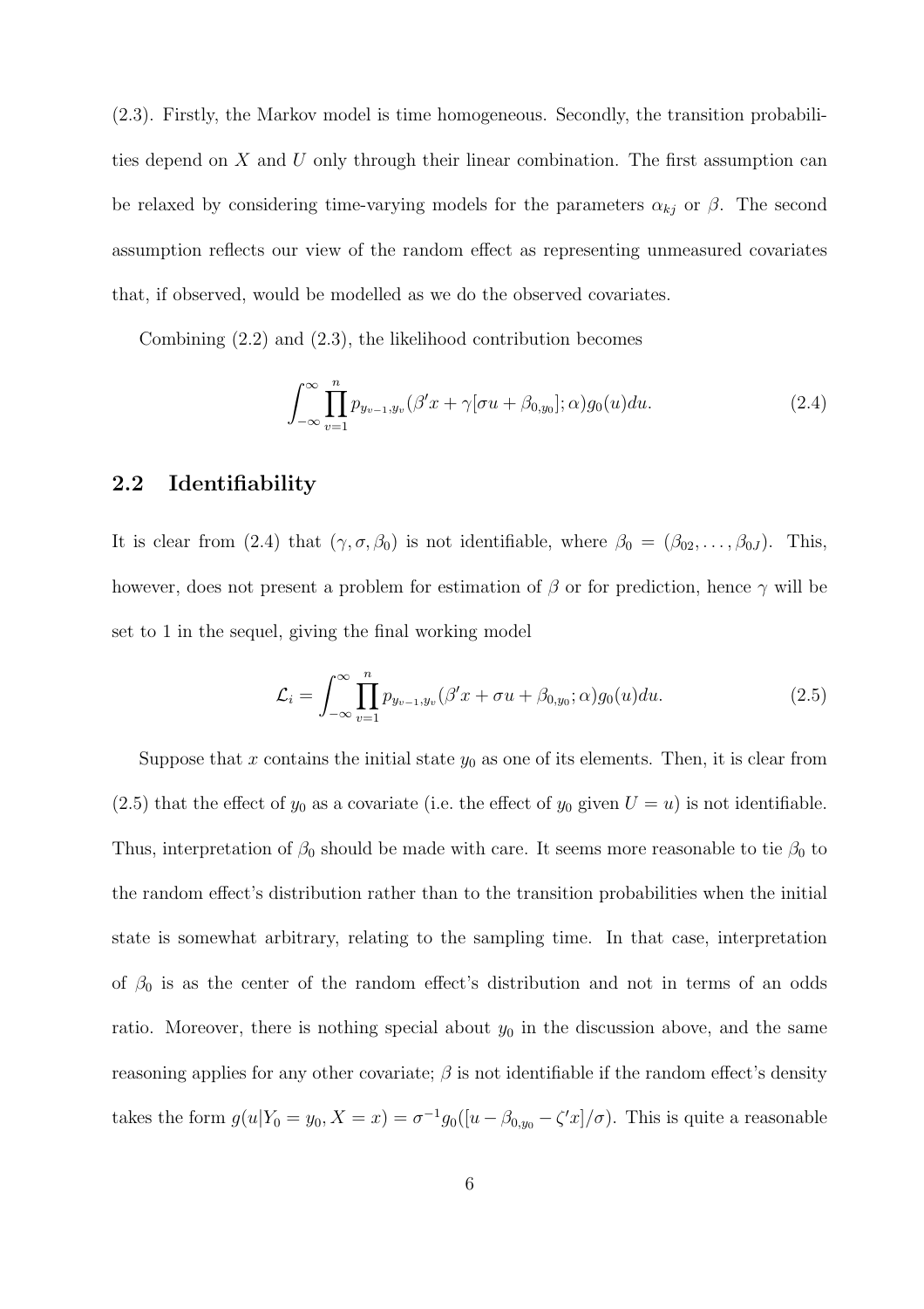(2.3). Firstly, the Markov model is time homogeneous. Secondly, the transition probabilities depend on $X$ and $U$ only through their linear combination. The first assumption can be relaxed by considering time-varying models for the parameters $\alpha_{kj}$ or $\beta$. The second assumption reflects our view of the random effect as representing unmeasured covariates that, if observed, would be modelled as we do the observed covariates.

Combining (2.2) and (2.3), the likelihood contribution becomes

$$\int_{-\infty}^{\infty} \prod_{v=1}^{n} p_{y_{v-1},y_v}(\beta' x + \gamma[\sigma u + \beta_{0,y_0}]; \alpha) g_0(u) du. \tag{2.4}$$

## 2.2 Identifiability

It is clear from (2.4) that $(\gamma, \sigma, \beta_0)$ is not identifiable, where $\beta_0 = (\beta_{02}, \ldots, \beta_{0J})$. This, however, does not present a problem for estimation of $\beta$ or for prediction, hence $\gamma$ will be set to 1 in the sequel, giving the final working model

$$\mathcal{L}_i = \int_{-\infty}^{\infty} \prod_{v=1}^{n} p_{y_{v-1},y_v}(\beta' x + \sigma u + \beta_{0,y_0}; \alpha) g_0(u) du. \tag{2.5}$$

Suppose that $x$ contains the initial state $y_0$ as one of its elements. Then, it is clear from (2.5) that the effect of $y_0$ as a covariate (i.e. the effect of $y_0$ given $U = u$) is not identifiable. Thus, interpretation of $\beta_0$ should be made with care. It seems more reasonable to tie $\beta_0$ to the random effect's distribution rather than to the transition probabilities when the initial state is somewhat arbitrary, relating to the sampling time. In that case, interpretation of $\beta_0$ is as the center of the random effect's distribution and not in terms of an odds ratio. Moreover, there is nothing special about $y_0$ in the discussion above, and the same reasoning applies for any other covariate; $\beta$ is not identifiable if the random effect's density takes the form $g(u|Y_0 = y_0, X = x) = \sigma^{-1} g_0([u - \beta_{0,y_0} - \zeta' x]/\sigma)$. This is quite a reasonable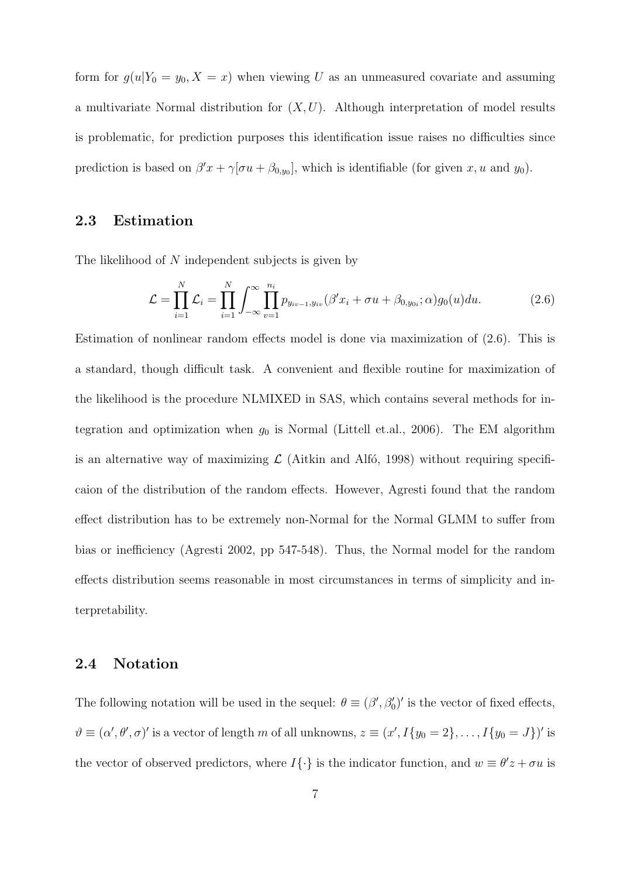form for $g(u|Y_0 = y_0, X = x)$ when viewing $U$ as an unmeasured covariate and assuming a multivariate Normal distribution for $(X, U)$. Although interpretation of model results is problematic, for prediction purposes this identification issue raises no difficulties since prediction is based on $\beta' x + \gamma[\sigma u + \beta_{0,y_0}]$, which is identifiable (for given $x, u$ and $y_0$).

## 2.3 Estimation

The likelihood of $N$ independent subjects is given by

$$\mathcal{L} = \prod_{i=1}^{N} \mathcal{L}_i = \prod_{i=1}^{N} \int_{-\infty}^{\infty} \prod_{v=1}^{n_i} p_{y_{iv-1}, y_{iv}}(\beta' x_i + \sigma u + \beta_{0,y_{0i}}; \alpha) g_0(u) du. \tag{2.6}$$

Estimation of nonlinear random effects model is done via maximization of (2.6). This is a standard, though difficult task. A convenient and flexible routine for maximization of the likelihood is the procedure NLMIXED in SAS, which contains several methods for integration and optimization when $g_0$ is Normal (Littell et.al., 2006). The EM algorithm is an alternative way of maximizing $\mathcal{L}$ (Aitkin and Alfó, 1998) without requiring specificaion of the distribution of the random effects. However, Agresti found that the random effect distribution has to be extremely non-Normal for the Normal GLMM to suffer from bias or inefficiency (Agresti 2002, pp 547-548). Thus, the Normal model for the random effects distribution seems reasonable in most circumstances in terms of simplicity and interpretability.

## 2.4 Notation

The following notation will be used in the sequel: $\theta \equiv (\beta', \beta_0')'$ is the vector of fixed effects, $\vartheta \equiv (\alpha', \theta', \sigma)'$ is a vector of length $m$ of all unknowns, $z \equiv (x', I\{y_0 = 2\}, \ldots, I\{y_0 = J\})'$ is the vector of observed predictors, where $I\{\cdot\}$ is the indicator function, and $w \equiv \theta' z + \sigma u$ is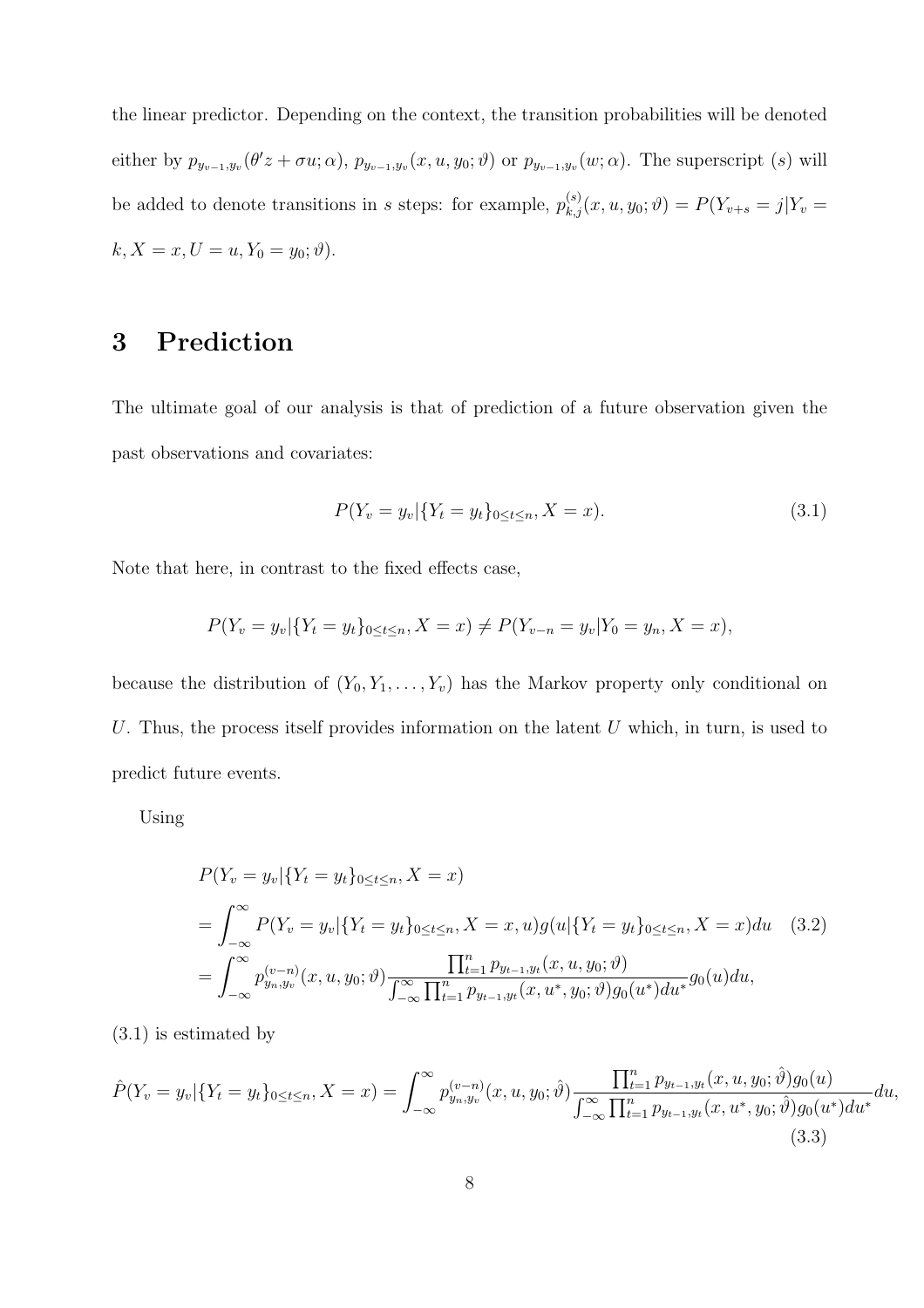the linear predictor. Depending on the context, the transition probabilities will be denoted either by $p_{y_{v-1},y_v}(\theta' z + \sigma u; \alpha)$, $p_{y_{v-1},y_v}(x, u, y_0; \vartheta)$ or $p_{y_{v-1},y_v}(w; \alpha)$. The superscript $(s)$ will be added to denote transitions in $s$ steps: for example, $p^{(s)}_{k,j}(x, u, y_0; \vartheta) = P(Y_{v+s} = j | Y_v = k, X = x, U = u, Y_0 = y_0; \vartheta)$.

# 3 Prediction

The ultimate goal of our analysis is that of prediction of a future observation given the past observations and covariates:

$$P(Y_v = y_v | \{Y_t = y_t\}_{0 \le t \le n}, X = x). \tag{3.1}$$

Note that here, in contrast to the fixed effects case,

$$P(Y_v = y_v | \{Y_t = y_t\}_{0 \le t \le n}, X = x) \neq P(Y_{v-n} = y_v | Y_0 = y_n, X = x),$$

because the distribution of $(Y_0, Y_1, \ldots, Y_v)$ has the Markov property only conditional on $U$. Thus, the process itself provides information on the latent $U$ which, in turn, is used to predict future events.

Using

$$\begin{aligned}
&P(Y_v = y_v | \{Y_t = y_t\}_{0 \le t \le n}, X = x) \\
&= \int_{-\infty}^{\infty} P(Y_v = y_v | \{Y_t = y_t\}_{0 \le t \le n}, X = x, u) g(u | \{Y_t = y_t\}_{0 \le t \le n}, X = x) du \quad (3.2) \\
&= \int_{-\infty}^{\infty} p^{(v-n)}_{y_n,y_v}(x, u, y_0; \vartheta) \frac{\prod_{t=1}^{n} p_{y_{t-1},y_t}(x, u, y_0; \vartheta)}{\int_{-\infty}^{\infty} \prod_{t=1}^{n} p_{y_{t-1},y_t}(x, u^*, y_0; \vartheta) g_0(u^*) du^*} g_0(u) du,
\end{aligned}$$

(3.1) is estimated by

$$\hat{P}(Y_v = y_v | \{Y_t = y_t\}_{0 \le t \le n}, X = x) = \int_{-\infty}^{\infty} p^{(v-n)}_{y_n,y_v}(x, u, y_0; \hat{\vartheta}) \frac{\prod_{t=1}^{n} p_{y_{t-1},y_t}(x, u, y_0; \hat{\vartheta}) g_0(u)}{\int_{-\infty}^{\infty} \prod_{t=1}^{n} p_{y_{t-1},y_t}(x, u^*, y_0; \hat{\vartheta}) g_0(u^*) du^*} du, \tag{3.3}$$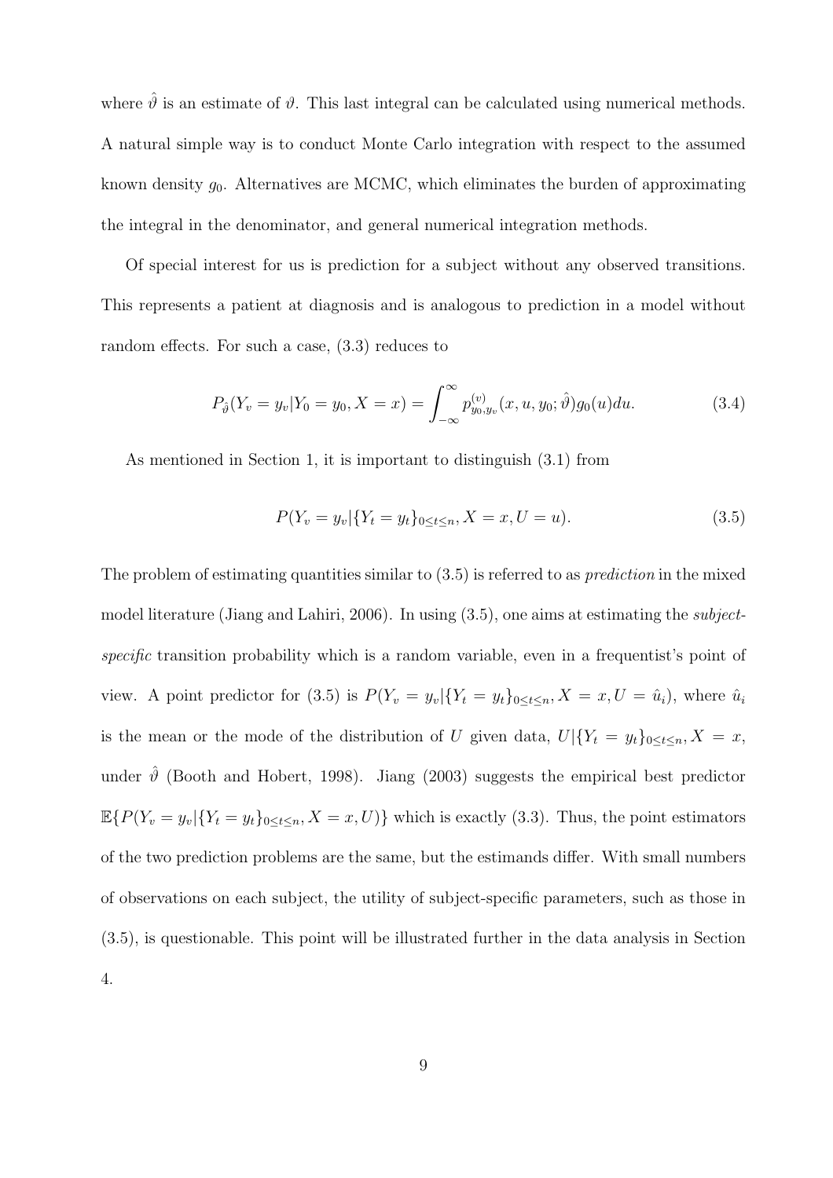where $\hat{\vartheta}$ is an estimate of $\vartheta$. This last integral can be calculated using numerical methods. A natural simple way is to conduct Monte Carlo integration with respect to the assumed known density $g_0$. Alternatives are MCMC, which eliminates the burden of approximating the integral in the denominator, and general numerical integration methods.

Of special interest for us is prediction for a subject without any observed transitions. This represents a patient at diagnosis and is analogous to prediction in a model without random effects. For such a case, (3.3) reduces to

$$P_{\hat{\vartheta}}(Y_v = y_v | Y_0 = y_0, X = x) = \int_{-\infty}^{\infty} p^{(v)}_{y_0, y_v}(x, u, y_0; \hat{\vartheta}) g_0(u) du. \tag{3.4}$$

As mentioned in Section 1, it is important to distinguish (3.1) from

$$P(Y_v = y_v | \{Y_t = y_t\}_{0 \le t \le n}, X = x, U = u). \tag{3.5}$$

The problem of estimating quantities similar to (3.5) is referred to as *prediction* in the mixed model literature (Jiang and Lahiri, 2006). In using (3.5), one aims at estimating the *subject-specific* transition probability which is a random variable, even in a frequentist's point of view. A point predictor for (3.5) is $P(Y_v = y_v | \{Y_t = y_t\}_{0 \le t \le n}, X = x, U = \hat{u}_i)$, where $\hat{u}_i$ is the mean or the mode of the distribution of $U$ given data, $U | \{Y_t = y_t\}_{0 \le t \le n}, X = x$, under $\hat{\vartheta}$ (Booth and Hobert, 1998). Jiang (2003) suggests the empirical best predictor $\mathbb{E}\{P(Y_v = y_v | \{Y_t = y_t\}_{0 \le t \le n}, X = x, U)\}$ which is exactly (3.3). Thus, the point estimators of the two prediction problems are the same, but the estimands differ. With small numbers of observations on each subject, the utility of subject-specific parameters, such as those in (3.5), is questionable. This point will be illustrated further in the data analysis in Section 4.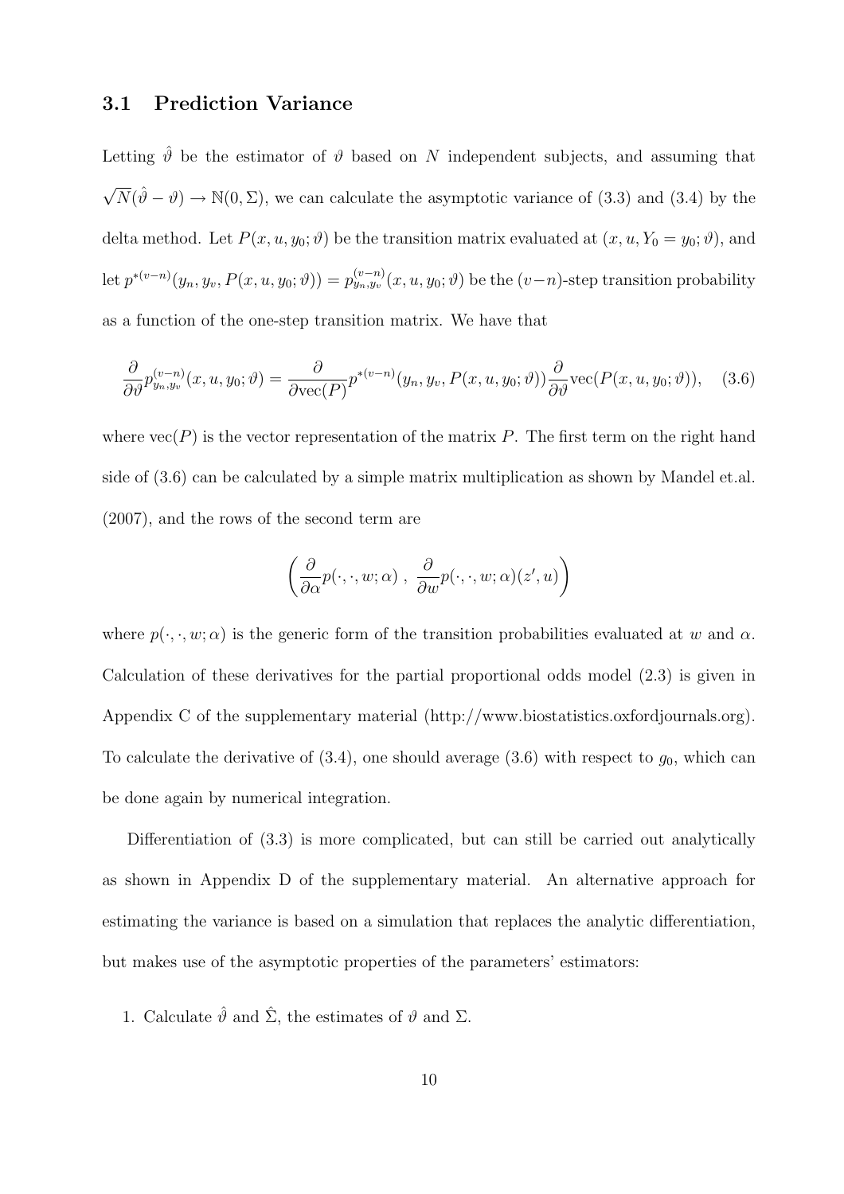## 3.1 Prediction Variance

Letting $\hat{\vartheta}$ be the estimator of $\vartheta$ based on $N$ independent subjects, and assuming that $\sqrt{N}(\hat{\vartheta} - \vartheta) \rightarrow \mathbb{N}(0, \Sigma)$, we can calculate the asymptotic variance of (3.3) and (3.4) by the delta method. Let $P(x, u, y_0; \vartheta)$ be the transition matrix evaluated at $(x, u, Y_0 = y_0; \vartheta)$, and let $p^{*(v-n)}(y_n, y_v, P(x, u, y_0; \vartheta)) = p^{(v-n)}_{y_n, y_v}(x, u, y_0; \vartheta)$ be the $(v-n)$-step transition probability as a function of the one-step transition matrix. We have that

$$\frac{\partial}{\partial \vartheta} p^{(v-n)}_{y_n, y_v}(x, u, y_0; \vartheta) = \frac{\partial}{\partial \text{vec}(P)} p^{*(v-n)}(y_n, y_v, P(x, u, y_0; \vartheta)) \frac{\partial}{\partial \vartheta} \text{vec}(P(x, u, y_0; \vartheta)), \quad (3.6)$$

where $\text{vec}(P)$ is the vector representation of the matrix $P$. The first term on the right hand side of (3.6) can be calculated by a simple matrix multiplication as shown by Mandel et.al. (2007), and the rows of the second term are

$$\left( \frac{\partial}{\partial \alpha} p(\cdot, \cdot, w; \alpha) \ , \ \frac{\partial}{\partial w} p(\cdot, \cdot, w; \alpha)(z', u) \right)$$

where $p(\cdot, \cdot, w; \alpha)$ is the generic form of the transition probabilities evaluated at $w$ and $\alpha$. Calculation of these derivatives for the partial proportional odds model (2.3) is given in Appendix C of the supplementary material (http://www.biostatistics.oxfordjournals.org). To calculate the derivative of (3.4), one should average (3.6) with respect to $g_0$, which can be done again by numerical integration.

Differentiation of (3.3) is more complicated, but can still be carried out analytically as shown in Appendix D of the supplementary material. An alternative approach for estimating the variance is based on a simulation that replaces the analytic differentiation, but makes use of the asymptotic properties of the parameters' estimators:

1. Calculate $\hat{\vartheta}$ and $\hat{\Sigma}$, the estimates of $\vartheta$ and $\Sigma$.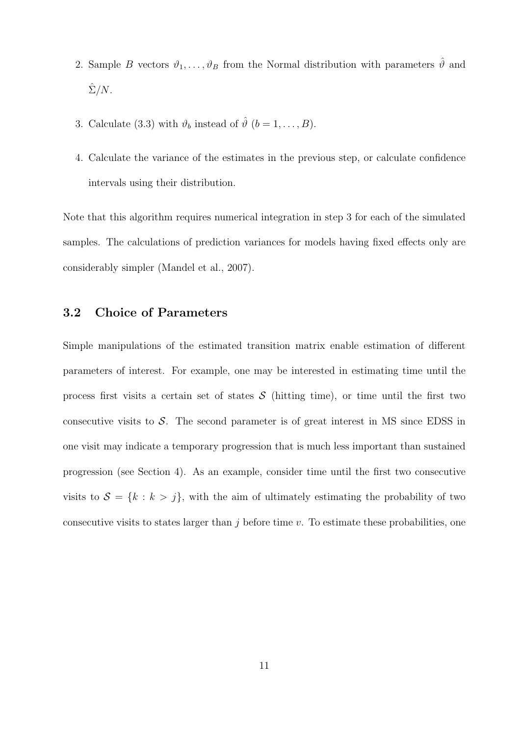2. Sample $B$ vectors $\vartheta_1, \ldots, \vartheta_B$ from the Normal distribution with parameters $\hat{\vartheta}$ and $\hat{\Sigma}/N$.

3. Calculate (3.3) with $\vartheta_b$ instead of $\hat{\vartheta}$ ($b = 1, \ldots, B$).

4. Calculate the variance of the estimates in the previous step, or calculate confidence intervals using their distribution.

Note that this algorithm requires numerical integration in step 3 for each of the simulated samples. The calculations of prediction variances for models having fixed effects only are considerably simpler (Mandel et al., 2007).

### 3.2 Choice of Parameters

Simple manipulations of the estimated transition matrix enable estimation of different parameters of interest. For example, one may be interested in estimating time until the process first visits a certain set of states $\mathcal{S}$ (hitting time), or time until the first two consecutive visits to $\mathcal{S}$. The second parameter is of great interest in MS since EDSS in one visit may indicate a temporary progression that is much less important than sustained progression (see Section 4). As an example, consider time until the first two consecutive visits to $\mathcal{S} = \{k : k > j\}$, with the aim of ultimately estimating the probability of two consecutive visits to states larger than $j$ before time $v$. To estimate these probabilities, one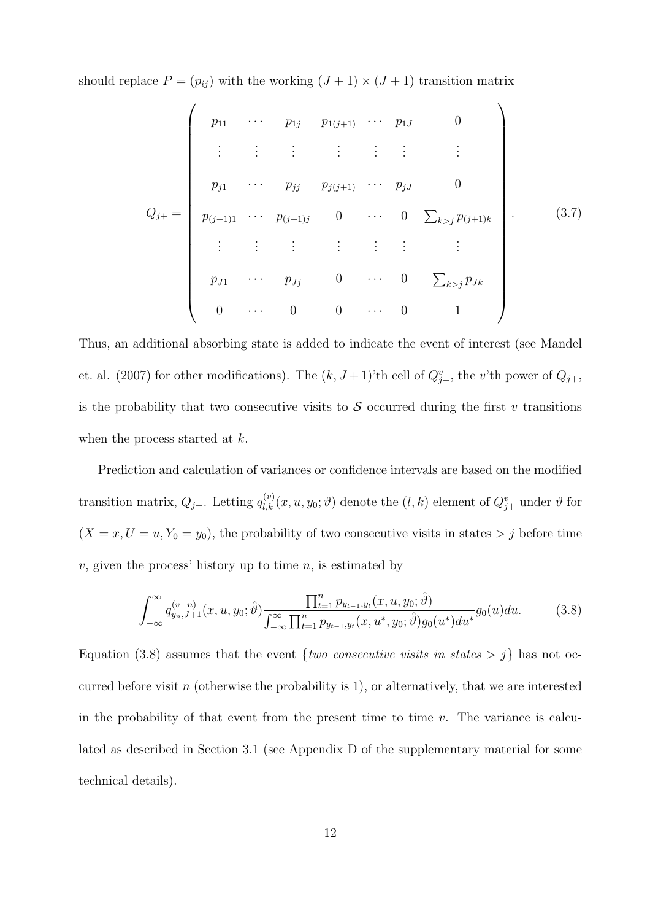should replace $P = (p_{ij})$ with the working $(J+1) \times (J+1)$ transition matrix

$$
Q_{j+} = \begin{pmatrix}
p_{11} & \cdots & p_{1j} & p_{1(j+1)} & \cdots & p_{1J} & 0 \\
\vdots & \vdots & \vdots & \vdots & \vdots & \vdots & \vdots \\
p_{j1} & \cdots & p_{jj} & p_{j(j+1)} & \cdots & p_{jJ} & 0 \\
p_{(j+1)1} & \cdots & p_{(j+1)j} & 0 & \cdots & 0 & \sum_{k>j} p_{(j+1)k} \\
\vdots & \vdots & \vdots & \vdots & \vdots & \vdots & \vdots \\
p_{J1} & \cdots & p_{Jj} & 0 & \cdots & 0 & \sum_{k>j} p_{Jk} \\
0 & \cdots & 0 & 0 & \cdots & 0 & 1
\end{pmatrix}. \tag{3.7}
$$

Thus, an additional absorbing state is added to indicate the event of interest (see Mandel et. al. (2007) for other modifications). The $(k, J+1)$'th cell of $Q_{j+}^v$, the $v$'th power of $Q_{j+}$, is the probability that two consecutive visits to $\mathcal{S}$ occurred during the first $v$ transitions when the process started at $k$.

Prediction and calculation of variances or confidence intervals are based on the modified transition matrix, $Q_{j+}$. Letting $q_{l,k}^{(v)}(x, u, y_0; \vartheta)$ denote the $(l, k)$ element of $Q_{j+}^v$ under $\vartheta$ for $(X = x, U = u, Y_0 = y_0)$, the probability of two consecutive visits in states $> j$ before time $v$, given the process' history up to time $n$, is estimated by

$$
\int_{-\infty}^{\infty} q_{y_n, J+1}^{(v-n)}(x, u, y_0; \hat{\vartheta}) \frac{\prod_{t=1}^{n} p_{y_{t-1}, y_t}(x, u, y_0; \hat{\vartheta})}{\int_{-\infty}^{\infty} \prod_{t=1}^{n} p_{y_{t-1}, y_t}(x, u^*, y_0; \hat{\vartheta}) g_0(u^*) du^*} g_0(u) du. \tag{3.8}
$$

Equation (3.8) assumes that the event $\{$*two consecutive visits in states* $> j\}$ has not occurred before visit $n$ (otherwise the probability is 1), or alternatively, that we are interested in the probability of that event from the present time to time $v$. The variance is calculated as described in Section 3.1 (see Appendix D of the supplementary material for some technical details).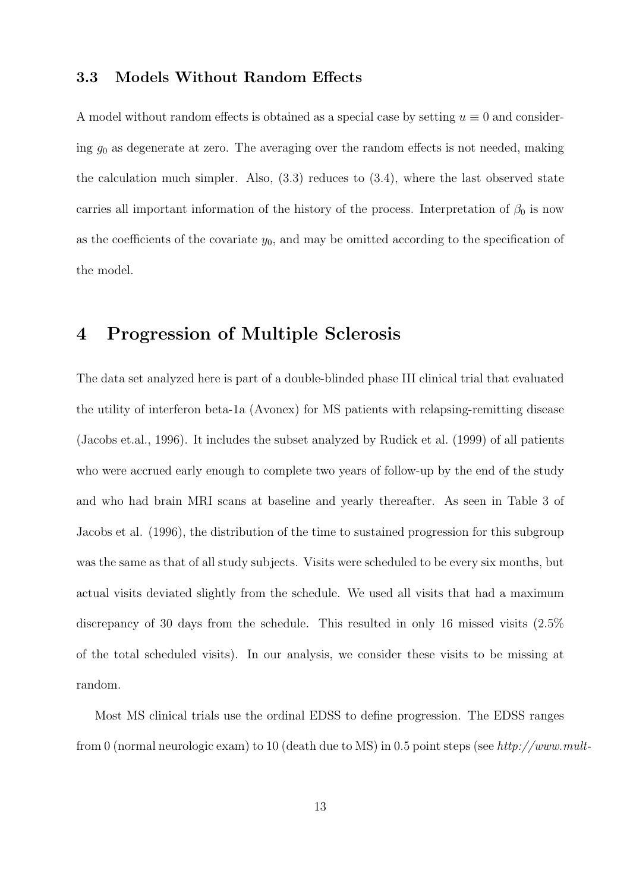### 3.3 Models Without Random Effects

A model without random effects is obtained as a special case by setting $u \equiv 0$ and considering $g_0$ as degenerate at zero. The averaging over the random effects is not needed, making the calculation much simpler. Also, (3.3) reduces to (3.4), where the last observed state carries all important information of the history of the process. Interpretation of $\beta_0$ is now as the coefficients of the covariate $y_0$, and may be omitted according to the specification of the model.

## 4 Progression of Multiple Sclerosis

The data set analyzed here is part of a double-blinded phase III clinical trial that evaluated the utility of interferon beta-1a (Avonex) for MS patients with relapsing-remitting disease (Jacobs et.al., 1996). It includes the subset analyzed by Rudick et al. (1999) of all patients who were accrued early enough to complete two years of follow-up by the end of the study and who had brain MRI scans at baseline and yearly thereafter. As seen in Table 3 of Jacobs et al. (1996), the distribution of the time to sustained progression for this subgroup was the same as that of all study subjects. Visits were scheduled to be every six months, but actual visits deviated slightly from the schedule. We used all visits that had a maximum discrepancy of 30 days from the schedule. This resulted in only 16 missed visits (2.5% of the total scheduled visits). In our analysis, we consider these visits to be missing at random.

Most MS clinical trials use the ordinal EDSS to define progression. The EDSS ranges from 0 (normal neurologic exam) to 10 (death due to MS) in 0.5 point steps (see *http://www.mult-*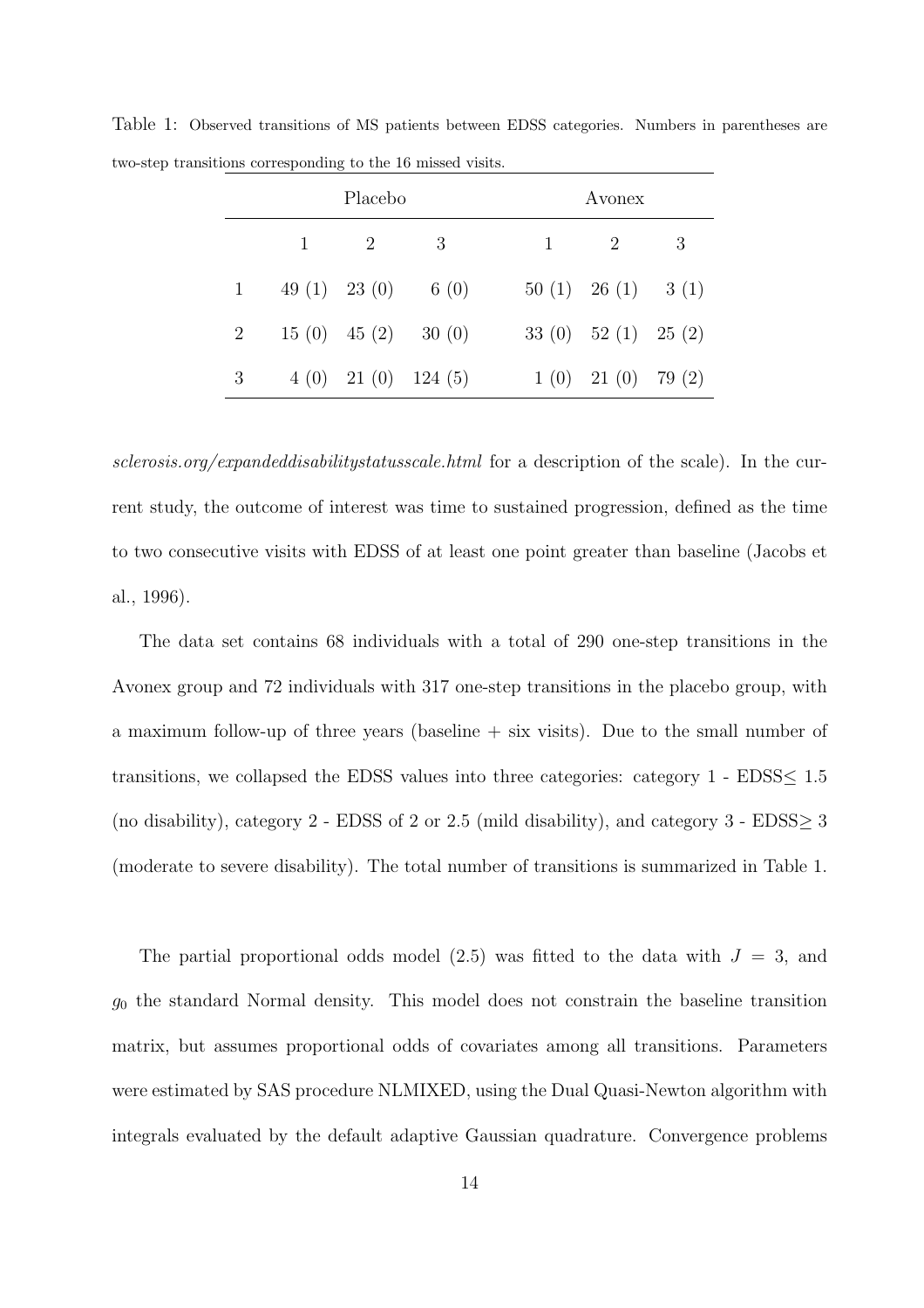Table 1: Observed transitions of MS patients between EDSS categories. Numbers in parentheses are two-step transitions corresponding to the 16 missed visits.

| | Placebo | | | Avonex | | |
|---|---|---|---|---|---|---|
| | 1 | 2 | 3 | 1 | 2 | 3 |
| 1 | 49 (1) | 23 (0) | 6 (0) | 50 (1) | 26 (1) | 3 (1) |
| 2 | 15 (0) | 45 (2) | 30 (0) | 33 (0) | 52 (1) | 25 (2) |
| 3 | 4 (0) | 21 (0) | 124 (5) | 1 (0) | 21 (0) | 79 (2) |

*sclerosis.org/expandeddisabilitystatusscale.html* for a description of the scale). In the current study, the outcome of interest was time to sustained progression, defined as the time to two consecutive visits with EDSS of at least one point greater than baseline (Jacobs et al., 1996).

The data set contains 68 individuals with a total of 290 one-step transitions in the Avonex group and 72 individuals with 317 one-step transitions in the placebo group, with a maximum follow-up of three years (baseline + six visits). Due to the small number of transitions, we collapsed the EDSS values into three categories: category 1 - EDSS$\leq$ 1.5 (no disability), category 2 - EDSS of 2 or 2.5 (mild disability), and category 3 - EDSS$\geq$ 3 (moderate to severe disability). The total number of transitions is summarized in Table 1.

The partial proportional odds model (2.5) was fitted to the data with $J = 3$, and $g_0$ the standard Normal density. This model does not constrain the baseline transition matrix, but assumes proportional odds of covariates among all transitions. Parameters were estimated by SAS procedure NLMIXED, using the Dual Quasi-Newton algorithm with integrals evaluated by the default adaptive Gaussian quadrature. Convergence problems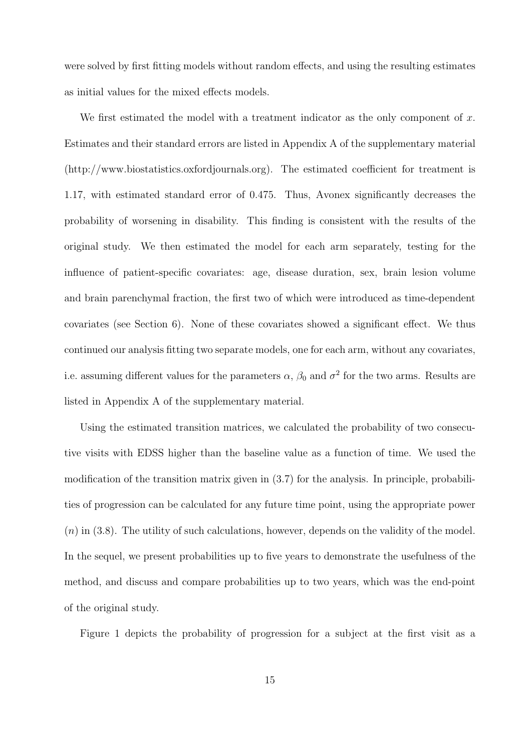were solved by first fitting models without random effects, and using the resulting estimates as initial values for the mixed effects models.

We first estimated the model with a treatment indicator as the only component of $x$. Estimates and their standard errors are listed in Appendix A of the supplementary material (http://www.biostatistics.oxfordjournals.org). The estimated coefficient for treatment is 1.17, with estimated standard error of 0.475. Thus, Avonex significantly decreases the probability of worsening in disability. This finding is consistent with the results of the original study. We then estimated the model for each arm separately, testing for the influence of patient-specific covariates: age, disease duration, sex, brain lesion volume and brain parenchymal fraction, the first two of which were introduced as time-dependent covariates (see Section 6). None of these covariates showed a significant effect. We thus continued our analysis fitting two separate models, one for each arm, without any covariates, i.e. assuming different values for the parameters $\alpha$, $\beta_0$ and $\sigma^2$ for the two arms. Results are listed in Appendix A of the supplementary material.

Using the estimated transition matrices, we calculated the probability of two consecutive visits with EDSS higher than the baseline value as a function of time. We used the modification of the transition matrix given in (3.7) for the analysis. In principle, probabilities of progression can be calculated for any future time point, using the appropriate power ($n$) in (3.8). The utility of such calculations, however, depends on the validity of the model. In the sequel, we present probabilities up to five years to demonstrate the usefulness of the method, and discuss and compare probabilities up to two years, which was the end-point of the original study.

Figure 1 depicts the probability of progression for a subject at the first visit as a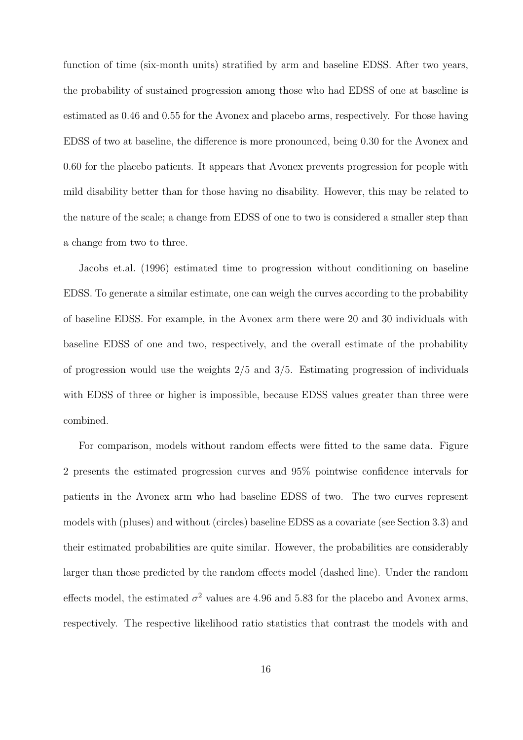function of time (six-month units) stratified by arm and baseline EDSS. After two years, the probability of sustained progression among those who had EDSS of one at baseline is estimated as 0.46 and 0.55 for the Avonex and placebo arms, respectively. For those having EDSS of two at baseline, the difference is more pronounced, being 0.30 for the Avonex and 0.60 for the placebo patients. It appears that Avonex prevents progression for people with mild disability better than for those having no disability. However, this may be related to the nature of the scale; a change from EDSS of one to two is considered a smaller step than a change from two to three.

Jacobs et.al. (1996) estimated time to progression without conditioning on baseline EDSS. To generate a similar estimate, one can weigh the curves according to the probability of baseline EDSS. For example, in the Avonex arm there were 20 and 30 individuals with baseline EDSS of one and two, respectively, and the overall estimate of the probability of progression would use the weights 2/5 and 3/5. Estimating progression of individuals with EDSS of three or higher is impossible, because EDSS values greater than three were combined.

For comparison, models without random effects were fitted to the same data. Figure 2 presents the estimated progression curves and 95% pointwise confidence intervals for patients in the Avonex arm who had baseline EDSS of two. The two curves represent models with (pluses) and without (circles) baseline EDSS as a covariate (see Section 3.3) and their estimated probabilities are quite similar. However, the probabilities are considerably larger than those predicted by the random effects model (dashed line). Under the random effects model, the estimated $\sigma^2$ values are 4.96 and 5.83 for the placebo and Avonex arms, respectively. The respective likelihood ratio statistics that contrast the models with and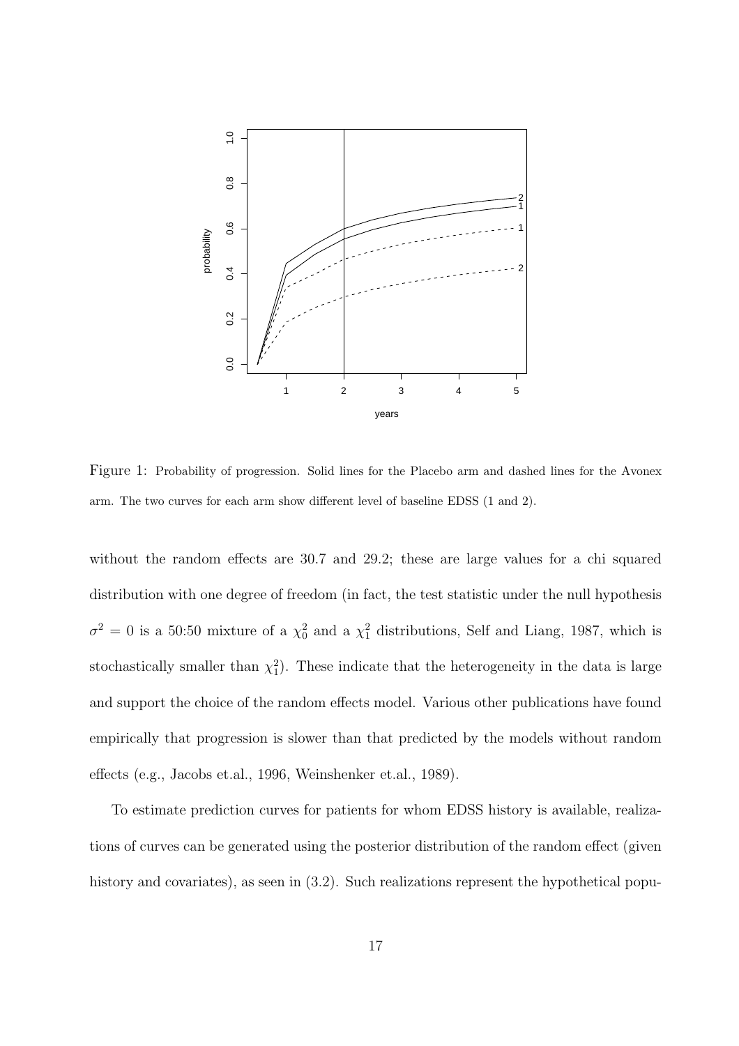Figure 1: Probability of progression. Solid lines for the Placebo arm and dashed lines for the Avonex arm. The two curves for each arm show different level of baseline EDSS (1 and 2).

without the random effects are 30.7 and 29.2; these are large values for a chi squared distribution with one degree of freedom (in fact, the test statistic under the null hypothesis $\sigma^2 = 0$ is a 50:50 mixture of a $\chi^2_0$ and a $\chi^2_1$ distributions, Self and Liang, 1987, which is stochastically smaller than $\chi^2_1$). These indicate that the heterogeneity in the data is large and support the choice of the random effects model. Various other publications have found empirically that progression is slower than that predicted by the models without random effects (e.g., Jacobs et.al., 1996, Weinshenker et.al., 1989).

To estimate prediction curves for patients for whom EDSS history is available, realizations of curves can be generated using the posterior distribution of the random effect (given history and covariates), as seen in (3.2). Such realizations represent the hypothetical popu-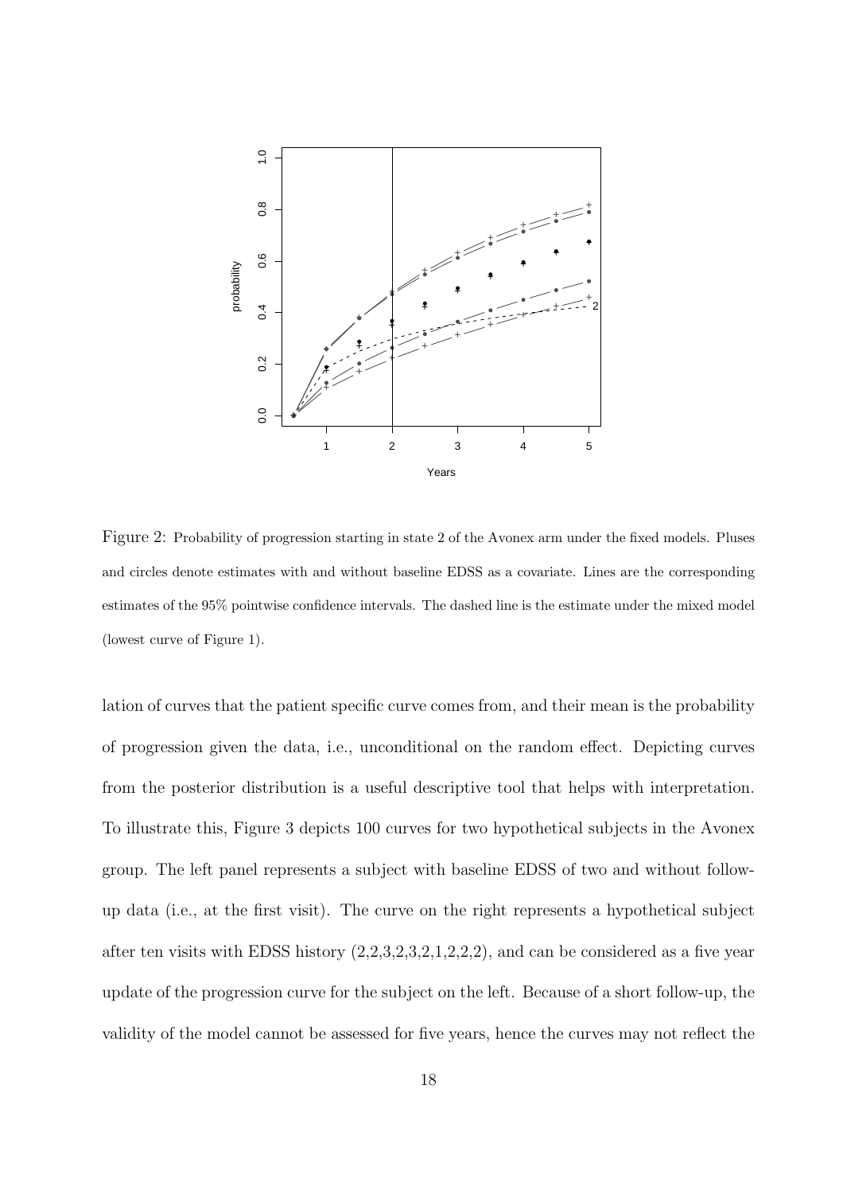Figure 2: Probability of progression starting in state 2 of the Avonex arm under the fixed models. Pluses and circles denote estimates with and without baseline EDSS as a covariate. Lines are the corresponding estimates of the 95% pointwise confidence intervals. The dashed line is the estimate under the mixed model (lowest curve of Figure 1).

lation of curves that the patient specific curve comes from, and their mean is the probability of progression given the data, i.e., unconditional on the random effect. Depicting curves from the posterior distribution is a useful descriptive tool that helps with interpretation. To illustrate this, Figure 3 depicts 100 curves for two hypothetical subjects in the Avonex group. The left panel represents a subject with baseline EDSS of two and without follow-up data (i.e., at the first visit). The curve on the right represents a hypothetical subject after ten visits with EDSS history (2,2,3,2,3,2,1,2,2,2), and can be considered as a five year update of the progression curve for the subject on the left. Because of a short follow-up, the validity of the model cannot be assessed for five years, hence the curves may not reflect the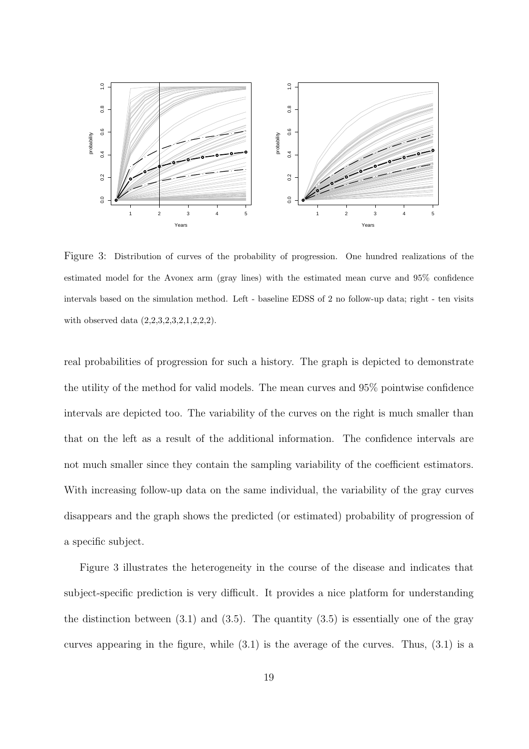Figure 3: Distribution of curves of the probability of progression. One hundred realizations of the estimated model for the Avonex arm (gray lines) with the estimated mean curve and 95% confidence intervals based on the simulation method. Left - baseline EDSS of 2 no follow-up data; right - ten visits with observed data (2,2,3,2,3,2,1,2,2,2).

real probabilities of progression for such a history. The graph is depicted to demonstrate the utility of the method for valid models. The mean curves and 95% pointwise confidence intervals are depicted too. The variability of the curves on the right is much smaller than that on the left as a result of the additional information. The confidence intervals are not much smaller since they contain the sampling variability of the coefficient estimators. With increasing follow-up data on the same individual, the variability of the gray curves disappears and the graph shows the predicted (or estimated) probability of progression of a specific subject.

Figure 3 illustrates the heterogeneity in the course of the disease and indicates that subject-specific prediction is very difficult. It provides a nice platform for understanding the distinction between (3.1) and (3.5). The quantity (3.5) is essentially one of the gray curves appearing in the figure, while (3.1) is the average of the curves. Thus, (3.1) is a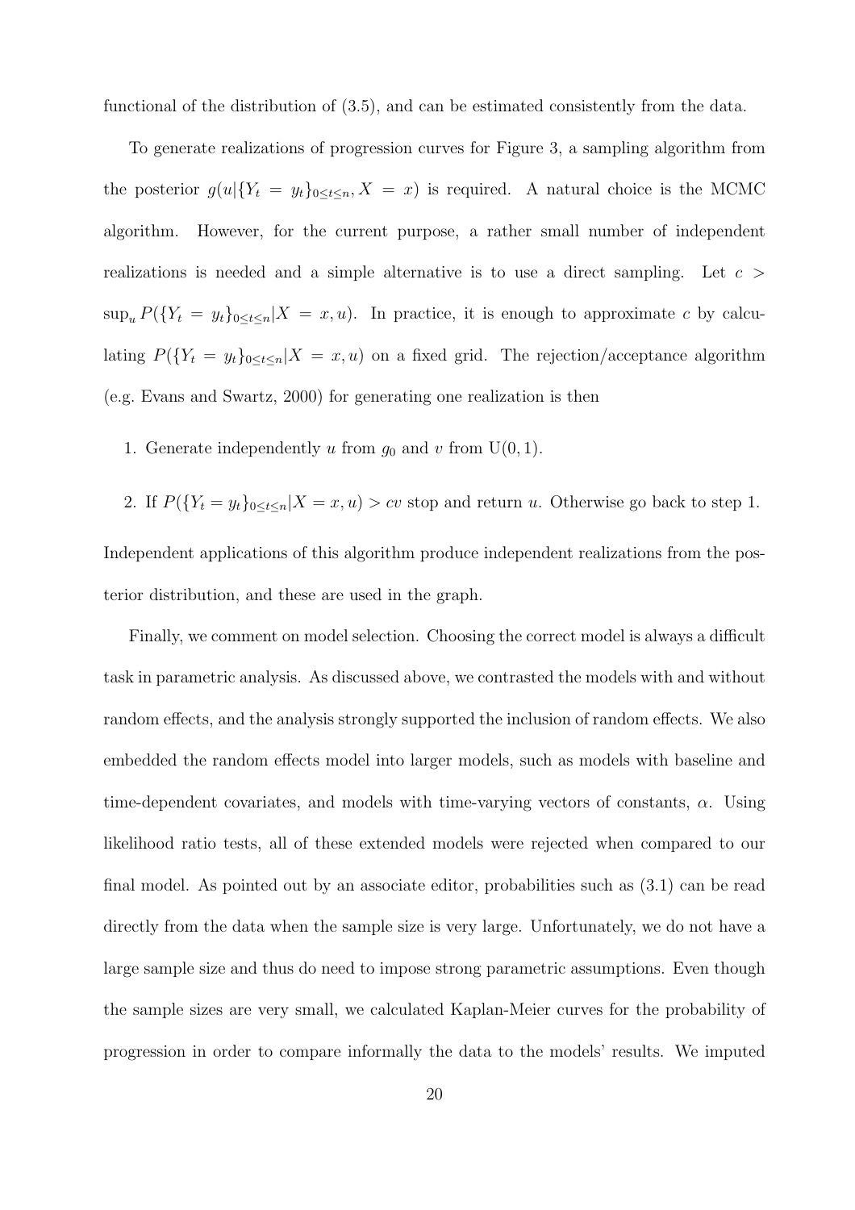functional of the distribution of (3.5), and can be estimated consistently from the data.

To generate realizations of progression curves for Figure 3, a sampling algorithm from the posterior $g(u|\{Y_t = y_t\}_{0\leq t\leq n}, X = x)$ is required. A natural choice is the MCMC algorithm. However, for the current purpose, a rather small number of independent realizations is needed and a simple alternative is to use a direct sampling. Let $c > \sup_u P(\{Y_t = y_t\}_{0\leq t\leq n}|X = x, u)$. In practice, it is enough to approximate $c$ by calculating $P(\{Y_t = y_t\}_{0\leq t\leq n}|X = x, u)$ on a fixed grid. The rejection/acceptance algorithm (e.g. Evans and Swartz, 2000) for generating one realization is then

1. Generate independently $u$ from $g_0$ and $v$ from $\mathrm{U}(0, 1)$.

2. If $P(\{Y_t = y_t\}_{0\leq t\leq n}|X = x, u) > cv$ stop and return $u$. Otherwise go back to step 1.

Independent applications of this algorithm produce independent realizations from the posterior distribution, and these are used in the graph.

Finally, we comment on model selection. Choosing the correct model is always a difficult task in parametric analysis. As discussed above, we contrasted the models with and without random effects, and the analysis strongly supported the inclusion of random effects. We also embedded the random effects model into larger models, such as models with baseline and time-dependent covariates, and models with time-varying vectors of constants, $\alpha$. Using likelihood ratio tests, all of these extended models were rejected when compared to our final model. As pointed out by an associate editor, probabilities such as (3.1) can be read directly from the data when the sample size is very large. Unfortunately, we do not have a large sample size and thus do need to impose strong parametric assumptions. Even though the sample sizes are very small, we calculated Kaplan-Meier curves for the probability of progression in order to compare informally the data to the models' results. We imputed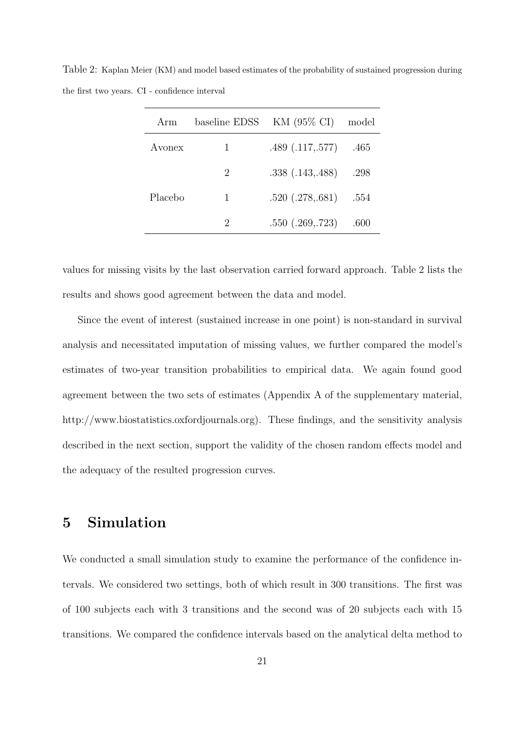Table 2: Kaplan Meier (KM) and model based estimates of the probability of sustained progression during the first two years. CI - confidence interval

| Arm | baseline EDSS | KM (95% CI) | model |
|---|---|---|---|
| Avonex | 1 | .489 (.117,.577) | .465 |
| | 2 | .338 (.143,.488) | .298 |
| Placebo | 1 | .520 (.278,.681) | .554 |
| | 2 | .550 (.269,.723) | .600 |

values for missing visits by the last observation carried forward approach. Table 2 lists the results and shows good agreement between the data and model.

Since the event of interest (sustained increase in one point) is non-standard in survival analysis and necessitated imputation of missing values, we further compared the model's estimates of two-year transition probabilities to empirical data. We again found good agreement between the two sets of estimates (Appendix A of the supplementary material, http://www.biostatistics.oxfordjournals.org). These findings, and the sensitivity analysis described in the next section, support the validity of the chosen random effects model and the adequacy of the resulted progression curves.

# 5 Simulation

We conducted a small simulation study to examine the performance of the confidence intervals. We considered two settings, both of which result in 300 transitions. The first was of 100 subjects each with 3 transitions and the second was of 20 subjects each with 15 transitions. We compared the confidence intervals based on the analytical delta method to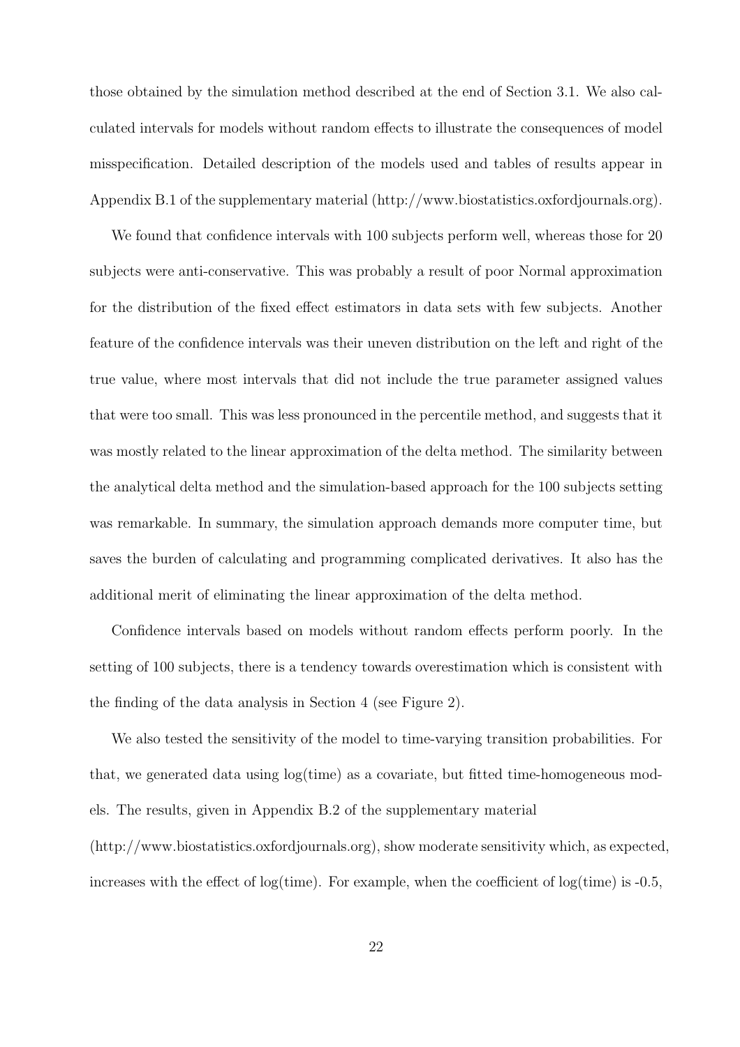those obtained by the simulation method described at the end of Section 3.1. We also calculated intervals for models without random effects to illustrate the consequences of model misspecification. Detailed description of the models used and tables of results appear in Appendix B.1 of the supplementary material (http://www.biostatistics.oxfordjournals.org).

We found that confidence intervals with 100 subjects perform well, whereas those for 20 subjects were anti-conservative. This was probably a result of poor Normal approximation for the distribution of the fixed effect estimators in data sets with few subjects. Another feature of the confidence intervals was their uneven distribution on the left and right of the true value, where most intervals that did not include the true parameter assigned values that were too small. This was less pronounced in the percentile method, and suggests that it was mostly related to the linear approximation of the delta method. The similarity between the analytical delta method and the simulation-based approach for the 100 subjects setting was remarkable. In summary, the simulation approach demands more computer time, but saves the burden of calculating and programming complicated derivatives. It also has the additional merit of eliminating the linear approximation of the delta method.

Confidence intervals based on models without random effects perform poorly. In the setting of 100 subjects, there is a tendency towards overestimation which is consistent with the finding of the data analysis in Section 4 (see Figure 2).

We also tested the sensitivity of the model to time-varying transition probabilities. For that, we generated data using log(time) as a covariate, but fitted time-homogeneous models. The results, given in Appendix B.2 of the supplementary material (http://www.biostatistics.oxfordjournals.org), show moderate sensitivity which, as expected, increases with the effect of log(time). For example, when the coefficient of log(time) is -0.5,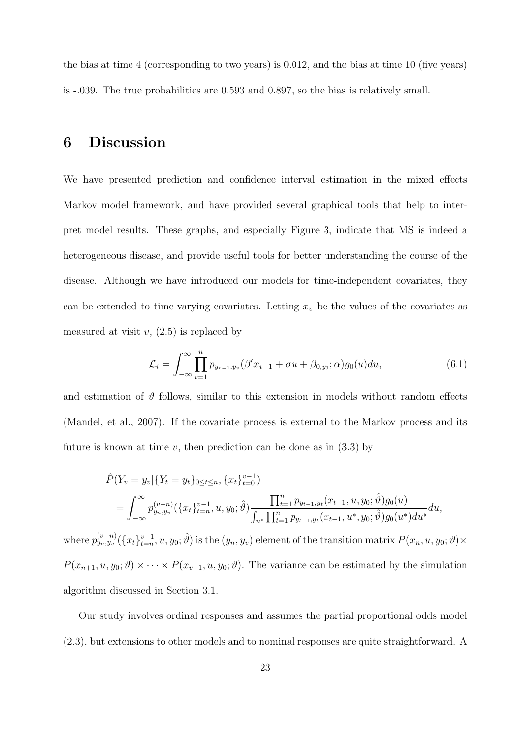the bias at time 4 (corresponding to two years) is 0.012, and the bias at time 10 (five years) is -.039. The true probabilities are 0.593 and 0.897, so the bias is relatively small.

# 6 Discussion

We have presented prediction and confidence interval estimation in the mixed effects Markov model framework, and have provided several graphical tools that help to interpret model results. These graphs, and especially Figure 3, indicate that MS is indeed a heterogeneous disease, and provide useful tools for better understanding the course of the disease. Although we have introduced our models for time-independent covariates, they can be extended to time-varying covariates. Letting $x_v$ be the values of the covariates as measured at visit $v$, (2.5) is replaced by

$$\mathcal{L}_i = \int_{-\infty}^{\infty} \prod_{v=1}^{n} p_{y_{v-1},y_v}(\beta' x_{v-1} + \sigma u + \beta_{0,y_0}; \alpha) g_0(u) du, \tag{6.1}$$

and estimation of $\vartheta$ follows, similar to this extension in models without random effects (Mandel, et al., 2007). If the covariate process is external to the Markov process and its future is known at time $v$, then prediction can be done as in (3.3) by

$$\begin{aligned}
&\hat{P}(Y_v = y_v | \{Y_t = y_t\}_{0 \le t \le n}, \{x_t\}_{t=0}^{v-1}) \\
&= \int_{-\infty}^{\infty} p_{y_n,y_v}^{(v-n)}(\{x_t\}_{t=n}^{v-1}, u, y_0; \hat{\vartheta}) \frac{\prod_{t=1}^{n} p_{y_{t-1},y_t}(x_{t-1}, u, y_0; \hat{\vartheta}) g_0(u)}{\int_{u^*} \prod_{t=1}^{n} p_{y_{t-1},y_t}(x_{t-1}, u^*, y_0; \hat{\vartheta}) g_0(u^*) du^*} du,
\end{aligned}$$

where $p_{y_n,y_v}^{(v-n)}(\{x_t\}_{t=n}^{v-1}, u, y_0; \hat{\vartheta})$ is the $(y_n, y_v)$ element of the transition matrix $P(x_n, u, y_0; \vartheta) \times P(x_{n+1}, u, y_0; \vartheta) \times \cdots \times P(x_{v-1}, u, y_0; \vartheta)$. The variance can be estimated by the simulation algorithm discussed in Section 3.1.

Our study involves ordinal responses and assumes the partial proportional odds model (2.3), but extensions to other models and to nominal responses are quite straightforward. A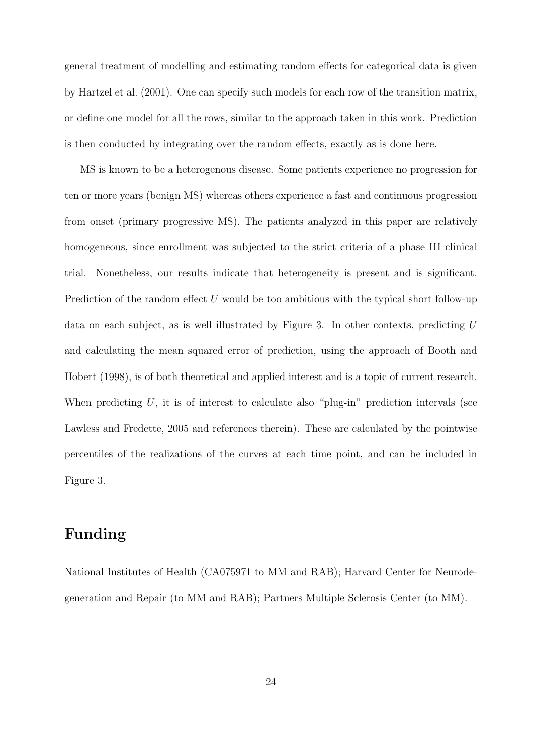general treatment of modelling and estimating random effects for categorical data is given by Hartzel et al. (2001). One can specify such models for each row of the transition matrix, or define one model for all the rows, similar to the approach taken in this work. Prediction is then conducted by integrating over the random effects, exactly as is done here.

MS is known to be a heterogenous disease. Some patients experience no progression for ten or more years (benign MS) whereas others experience a fast and continuous progression from onset (primary progressive MS). The patients analyzed in this paper are relatively homogeneous, since enrollment was subjected to the strict criteria of a phase III clinical trial. Nonetheless, our results indicate that heterogeneity is present and is significant. Prediction of the random effect $U$ would be too ambitious with the typical short follow-up data on each subject, as is well illustrated by Figure 3. In other contexts, predicting $U$ and calculating the mean squared error of prediction, using the approach of Booth and Hobert (1998), is of both theoretical and applied interest and is a topic of current research. When predicting $U$, it is of interest to calculate also "plug-in" prediction intervals (see Lawless and Fredette, 2005 and references therein). These are calculated by the pointwise percentiles of the realizations of the curves at each time point, and can be included in Figure 3.

# Funding

National Institutes of Health (CA075971 to MM and RAB); Harvard Center for Neurodegeneration and Repair (to MM and RAB); Partners Multiple Sclerosis Center (to MM).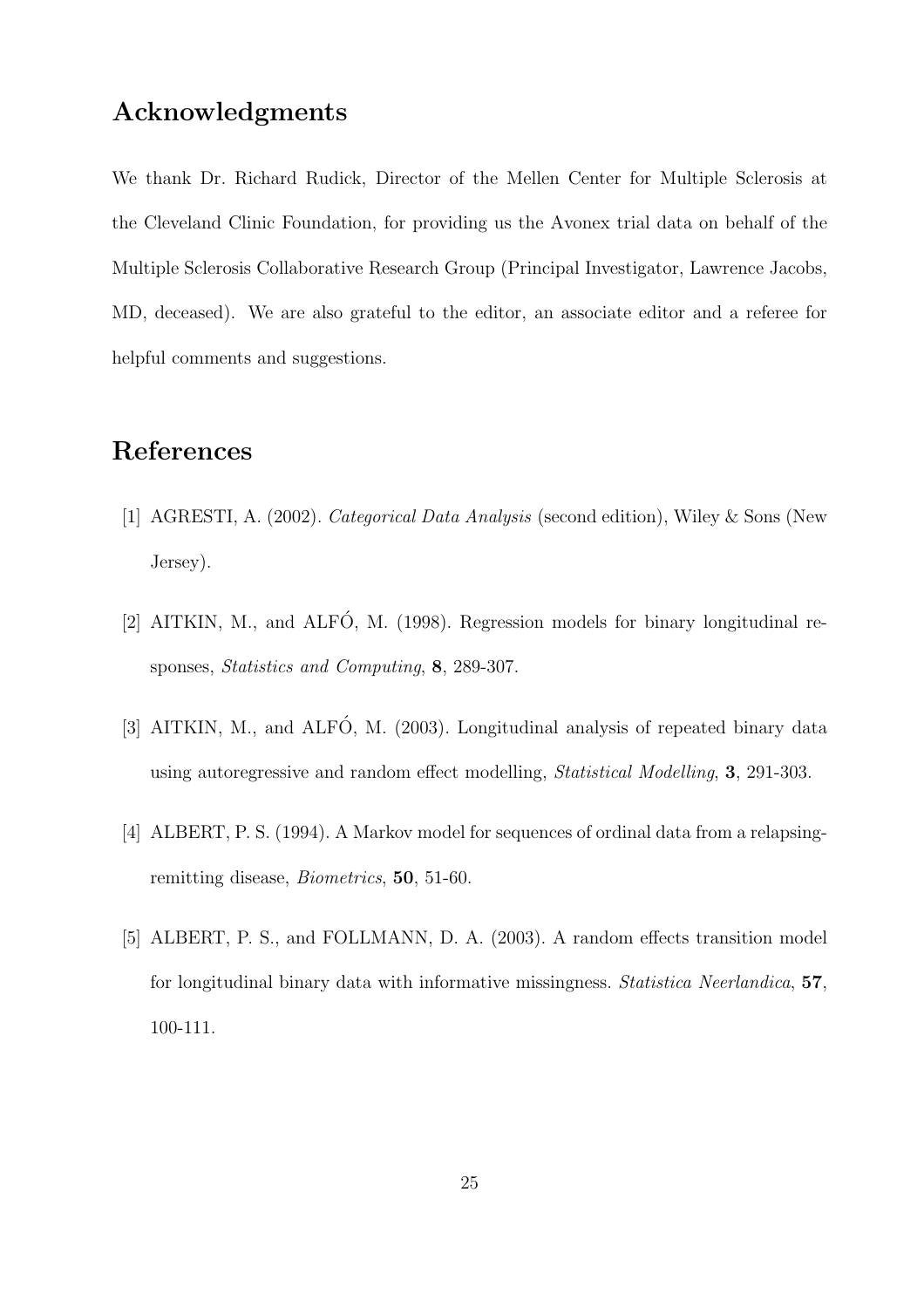## Acknowledgments

We thank Dr. Richard Rudick, Director of the Mellen Center for Multiple Sclerosis at the Cleveland Clinic Foundation, for providing us the Avonex trial data on behalf of the Multiple Sclerosis Collaborative Research Group (Principal Investigator, Lawrence Jacobs, MD, deceased). We are also grateful to the editor, an associate editor and a referee for helpful comments and suggestions.

## References

[1] AGRESTI, A. (2002). *Categorical Data Analysis* (second edition), Wiley & Sons (New Jersey).

[2] AITKIN, M., and ALFÓ, M. (1998). Regression models for binary longitudinal responses, *Statistics and Computing*, **8**, 289-307.

[3] AITKIN, M., and ALFÓ, M. (2003). Longitudinal analysis of repeated binary data using autoregressive and random effect modelling, *Statistical Modelling*, **3**, 291-303.

[4] ALBERT, P. S. (1994). A Markov model for sequences of ordinal data from a relapsing-remitting disease, *Biometrics*, **50**, 51-60.

[5] ALBERT, P. S., and FOLLMANN, D. A. (2003). A random effects transition model for longitudinal binary data with informative missingness. *Statistica Neerlandica*, **57**, 100-111.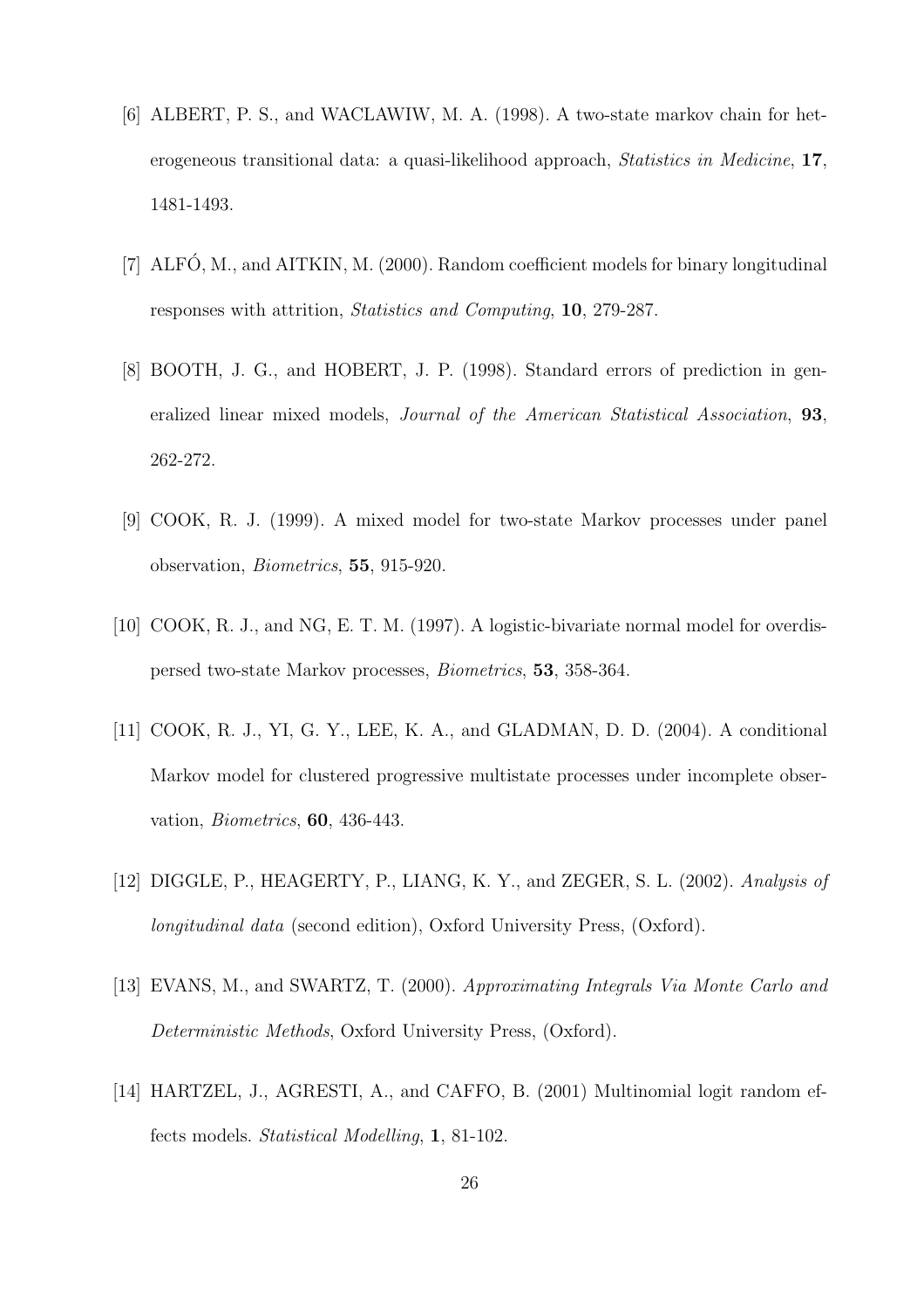[6] ALBERT, P. S., and WACLAWIW, M. A. (1998). A two-state markov chain for heterogeneous transitional data: a quasi-likelihood approach, *Statistics in Medicine*, **17**, 1481-1493.

[7] ALFÓ, M., and AITKIN, M. (2000). Random coefficient models for binary longitudinal responses with attrition, *Statistics and Computing*, **10**, 279-287.

[8] BOOTH, J. G., and HOBERT, J. P. (1998). Standard errors of prediction in generalized linear mixed models, *Journal of the American Statistical Association*, **93**, 262-272.

[9] COOK, R. J. (1999). A mixed model for two-state Markov processes under panel observation, *Biometrics*, **55**, 915-920.

[10] COOK, R. J., and NG, E. T. M. (1997). A logistic-bivariate normal model for overdispersed two-state Markov processes, *Biometrics*, **53**, 358-364.

[11] COOK, R. J., YI, G. Y., LEE, K. A., and GLADMAN, D. D. (2004). A conditional Markov model for clustered progressive multistate processes under incomplete observation, *Biometrics*, **60**, 436-443.

[12] DIGGLE, P., HEAGERTY, P., LIANG, K. Y., and ZEGER, S. L. (2002). *Analysis of longitudinal data* (second edition), Oxford University Press, (Oxford).

[13] EVANS, M., and SWARTZ, T. (2000). *Approximating Integrals Via Monte Carlo and Deterministic Methods*, Oxford University Press, (Oxford).

[14] HARTZEL, J., AGRESTI, A., and CAFFO, B. (2001) Multinomial logit random effects models. *Statistical Modelling*, **1**, 81-102.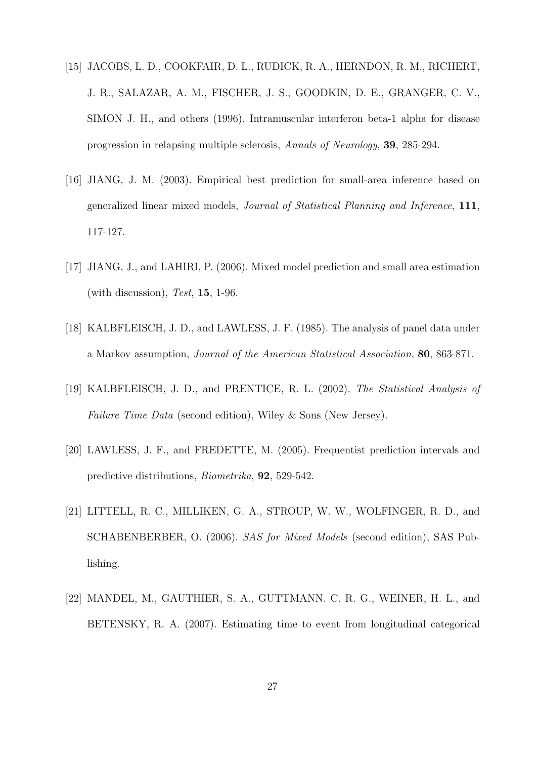[15] JACOBS, L. D., COOKFAIR, D. L., RUDICK, R. A., HERNDON, R. M., RICHERT, J. R., SALAZAR, A. M., FISCHER, J. S., GOODKIN, D. E., GRANGER, C. V., SIMON J. H., and others (1996). Intramuscular interferon beta-1 alpha for disease progression in relapsing multiple sclerosis, *Annals of Neurology*, **39**, 285-294.

[16] JIANG, J. M. (2003). Empirical best prediction for small-area inference based on generalized linear mixed models, *Journal of Statistical Planning and Inference*, **111**, 117-127.

[17] JIANG, J., and LAHIRI, P. (2006). Mixed model prediction and small area estimation (with discussion), *Test*, **15**, 1-96.

[18] KALBFLEISCH, J. D., and LAWLESS, J. F. (1985). The analysis of panel data under a Markov assumption, *Journal of the American Statistical Association*, **80**, 863-871.

[19] KALBFLEISCH, J. D., and PRENTICE, R. L. (2002). *The Statistical Analysis of Failure Time Data* (second edition), Wiley & Sons (New Jersey).

[20] LAWLESS, J. F., and FREDETTE, M. (2005). Frequentist prediction intervals and predictive distributions, *Biometrika*, **92**, 529-542.

[21] LITTELL, R. C., MILLIKEN, G. A., STROUP, W. W., WOLFINGER, R. D., and SCHABENBERBER, O. (2006). *SAS for Mixed Models* (second edition), SAS Publishing.

[22] MANDEL, M., GAUTHIER, S. A., GUTTMANN. C. R. G., WEINER, H. L., and BETENSKY, R. A. (2007). Estimating time to event from longitudinal categorical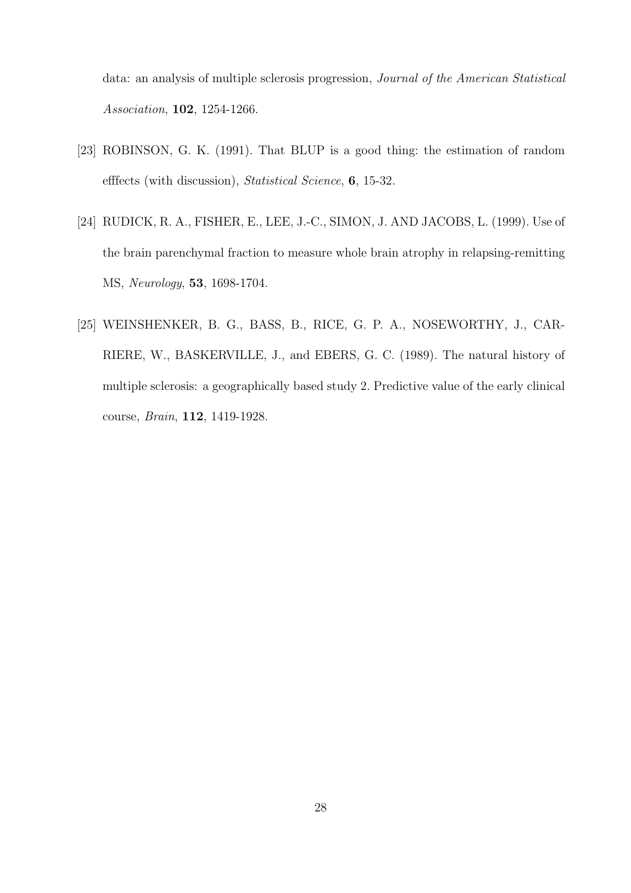data: an analysis of multiple sclerosis progression, *Journal of the American Statistical Association*, **102**, 1254-1266.

[23] ROBINSON, G. K. (1991). That BLUP is a good thing: the estimation of random efffects (with discussion), *Statistical Science*, **6**, 15-32.

[24] RUDICK, R. A., FISHER, E., LEE, J.-C., SIMON, J. AND JACOBS, L. (1999). Use of the brain parenchymal fraction to measure whole brain atrophy in relapsing-remitting MS, *Neurology*, **53**, 1698-1704.

[25] WEINSHENKER, B. G., BASS, B., RICE, G. P. A., NOSEWORTHY, J., CARRIERE, W., BASKERVILLE, J., and EBERS, G. C. (1989). The natural history of multiple sclerosis: a geographically based study 2. Predictive value of the early clinical course, *Brain*, **112**, 1419-1928.